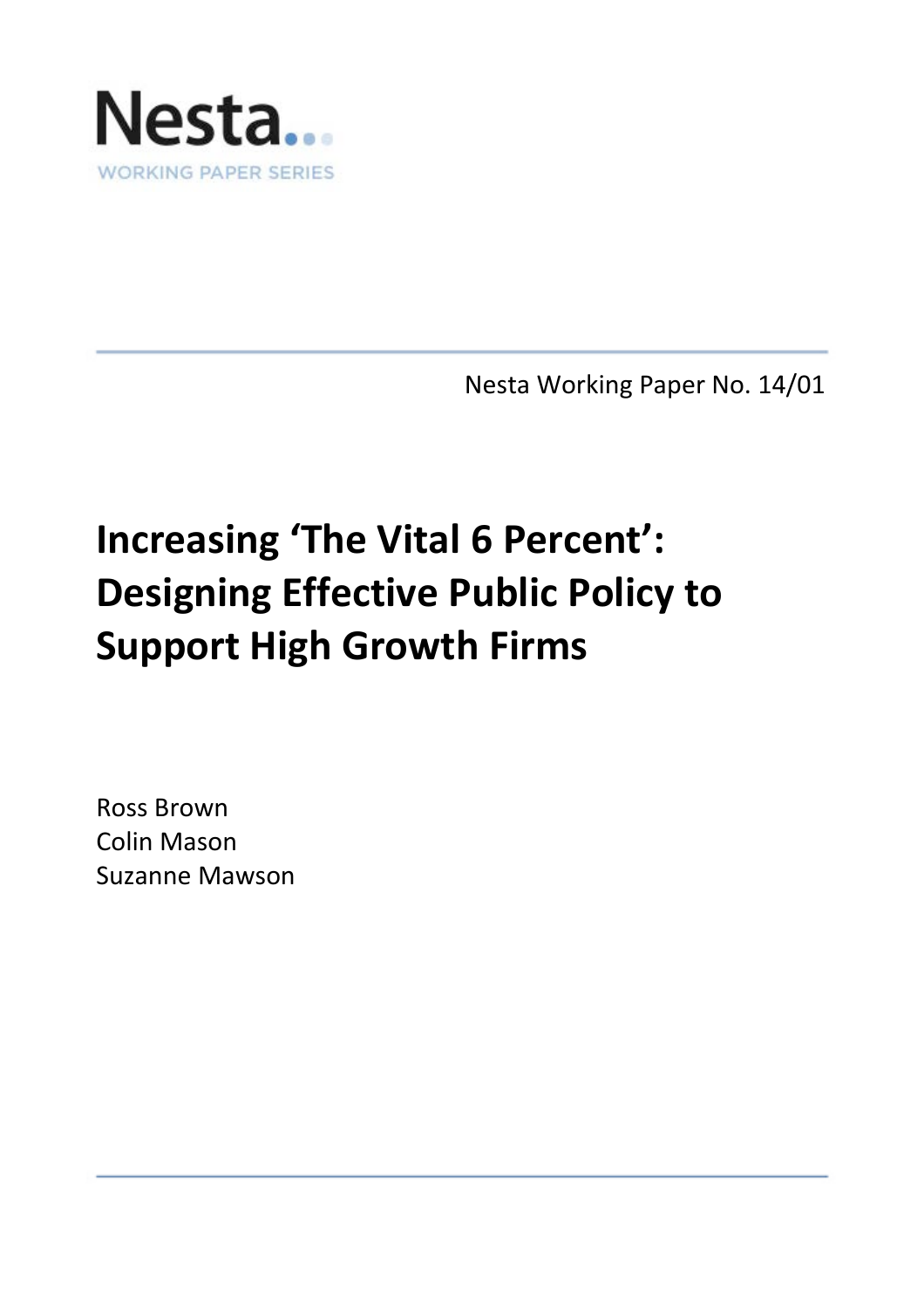Nesta...

WORKING PAPER SERIES

Nesta Working Paper No. 14/01

# Increasing 'The Vital 6 Percent': Designing Effective Public Policy to Support High Growth Firms

Ross Brown
Colin Mason
Suzanne Mawson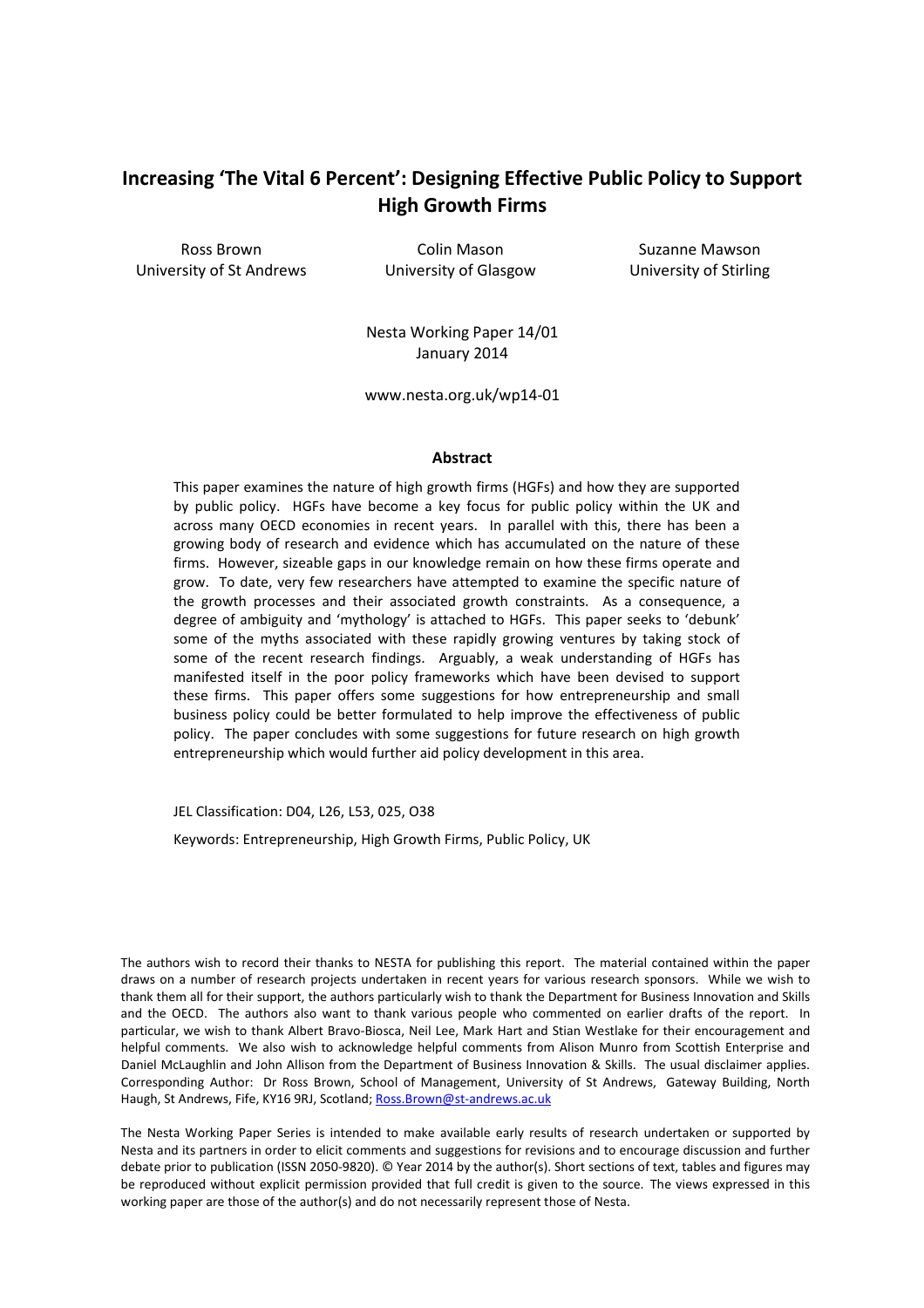# Increasing 'The Vital 6 Percent': Designing Effective Public Policy to Support High Growth Firms

Ross Brown
University of St Andrews

Colin Mason
University of Glasgow

Suzanne Mawson
University of Stirling

Nesta Working Paper 14/01
January 2014

www.nesta.org.uk/wp14-01

## Abstract

This paper examines the nature of high growth firms (HGFs) and how they are supported by public policy. HGFs have become a key focus for public policy within the UK and across many OECD economies in recent years. In parallel with this, there has been a growing body of research and evidence which has accumulated on the nature of these firms. However, sizeable gaps in our knowledge remain on how these firms operate and grow. To date, very few researchers have attempted to examine the specific nature of the growth processes and their associated growth constraints. As a consequence, a degree of ambiguity and 'mythology' is attached to HGFs. This paper seeks to 'debunk' some of the myths associated with these rapidly growing ventures by taking stock of some of the recent research findings. Arguably, a weak understanding of HGFs has manifested itself in the poor policy frameworks which have been devised to support these firms. This paper offers some suggestions for how entrepreneurship and small business policy could be better formulated to help improve the effectiveness of public policy. The paper concludes with some suggestions for future research on high growth entrepreneurship which would further aid policy development in this area.

JEL Classification: D04, L26, L53, 025, O38

Keywords: Entrepreneurship, High Growth Firms, Public Policy, UK

The authors wish to record their thanks to NESTA for publishing this report. The material contained within the paper draws on a number of research projects undertaken in recent years for various research sponsors. While we wish to thank them all for their support, the authors particularly wish to thank the Department for Business Innovation and Skills and the OECD. The authors also want to thank various people who commented on earlier drafts of the report. In particular, we wish to thank Albert Bravo-Biosca, Neil Lee, Mark Hart and Stian Westlake for their encouragement and helpful comments. We also wish to acknowledge helpful comments from Alison Munro from Scottish Enterprise and Daniel McLaughlin and John Allison from the Department of Business Innovation & Skills. The usual disclaimer applies. Corresponding Author: Dr Ross Brown, School of Management, University of St Andrews, Gateway Building, North Haugh, St Andrews, Fife, KY16 9RJ, Scotland; Ross.Brown@st-andrews.ac.uk

The Nesta Working Paper Series is intended to make available early results of research undertaken or supported by Nesta and its partners in order to elicit comments and suggestions for revisions and to encourage discussion and further debate prior to publication (ISSN 2050-9820). © Year 2014 by the author(s). Short sections of text, tables and figures may be reproduced without explicit permission provided that full credit is given to the source. The views expressed in this working paper are those of the author(s) and do not necessarily represent those of Nesta.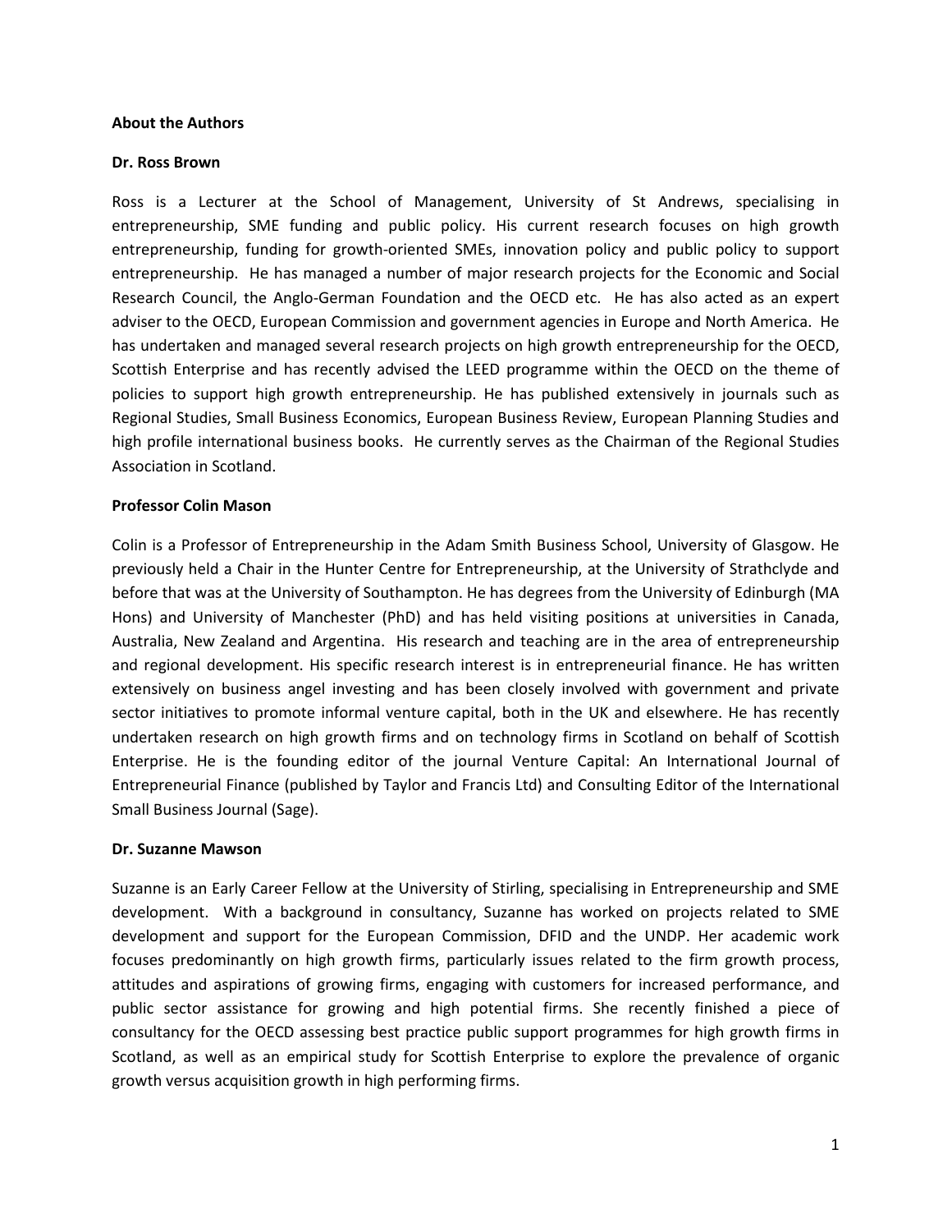## About the Authors

### Dr. Ross Brown

Ross is a Lecturer at the School of Management, University of St Andrews, specialising in entrepreneurship, SME funding and public policy. His current research focuses on high growth entrepreneurship, funding for growth-oriented SMEs, innovation policy and public policy to support entrepreneurship. He has managed a number of major research projects for the Economic and Social Research Council, the Anglo-German Foundation and the OECD etc. He has also acted as an expert adviser to the OECD, European Commission and government agencies in Europe and North America. He has undertaken and managed several research projects on high growth entrepreneurship for the OECD, Scottish Enterprise and has recently advised the LEED programme within the OECD on the theme of policies to support high growth entrepreneurship. He has published extensively in journals such as Regional Studies, Small Business Economics, European Business Review, European Planning Studies and high profile international business books. He currently serves as the Chairman of the Regional Studies Association in Scotland.

### Professor Colin Mason

Colin is a Professor of Entrepreneurship in the Adam Smith Business School, University of Glasgow. He previously held a Chair in the Hunter Centre for Entrepreneurship, at the University of Strathclyde and before that was at the University of Southampton. He has degrees from the University of Edinburgh (MA Hons) and University of Manchester (PhD) and has held visiting positions at universities in Canada, Australia, New Zealand and Argentina. His research and teaching are in the area of entrepreneurship and regional development. His specific research interest is in entrepreneurial finance. He has written extensively on business angel investing and has been closely involved with government and private sector initiatives to promote informal venture capital, both in the UK and elsewhere. He has recently undertaken research on high growth firms and on technology firms in Scotland on behalf of Scottish Enterprise. He is the founding editor of the journal Venture Capital: An International Journal of Entrepreneurial Finance (published by Taylor and Francis Ltd) and Consulting Editor of the International Small Business Journal (Sage).

### Dr. Suzanne Mawson

Suzanne is an Early Career Fellow at the University of Stirling, specialising in Entrepreneurship and SME development. With a background in consultancy, Suzanne has worked on projects related to SME development and support for the European Commission, DFID and the UNDP. Her academic work focuses predominantly on high growth firms, particularly issues related to the firm growth process, attitudes and aspirations of growing firms, engaging with customers for increased performance, and public sector assistance for growing and high potential firms. She recently finished a piece of consultancy for the OECD assessing best practice public support programmes for high growth firms in Scotland, as well as an empirical study for Scottish Enterprise to explore the prevalence of organic growth versus acquisition growth in high performing firms.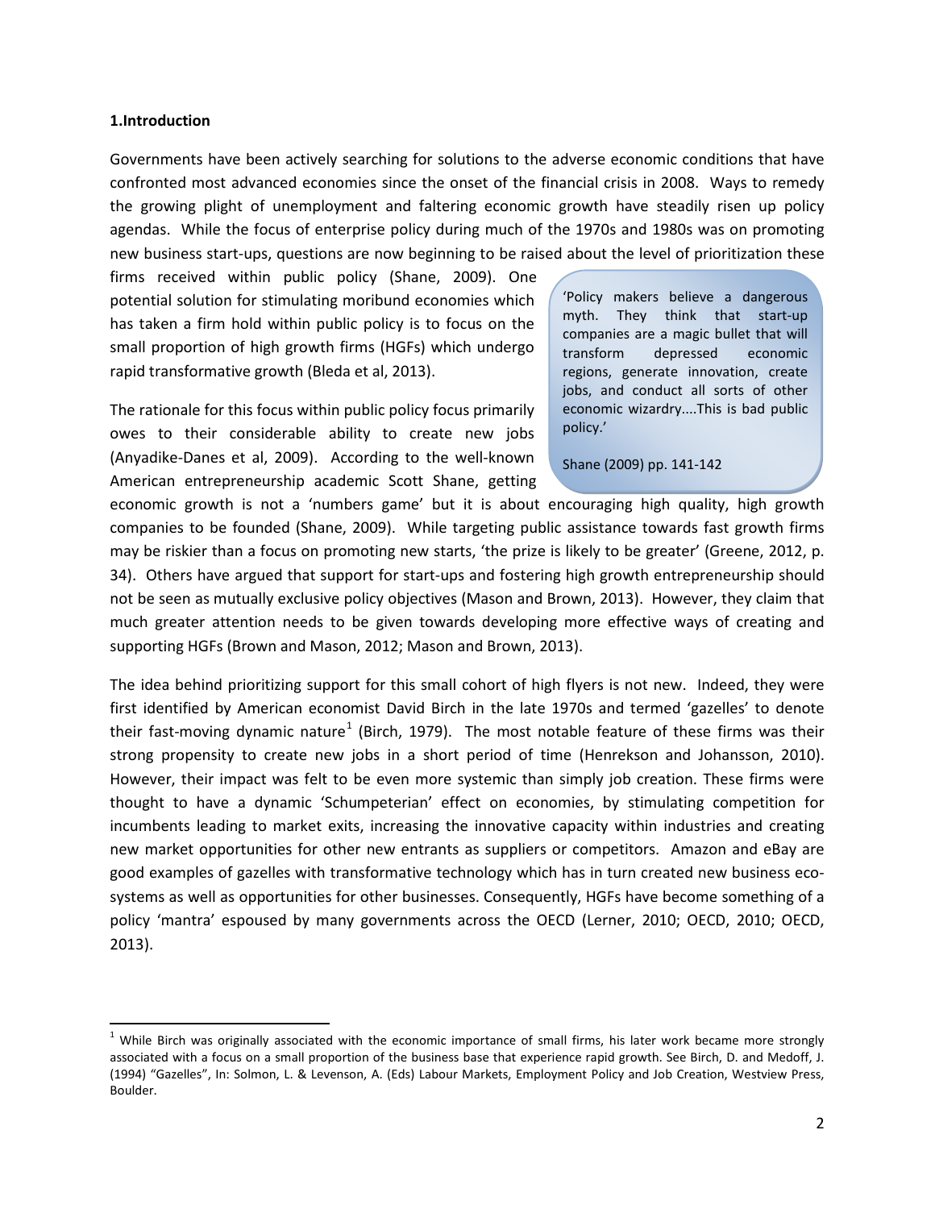## 1.Introduction

Governments have been actively searching for solutions to the adverse economic conditions that have confronted most advanced economies since the onset of the financial crisis in 2008. Ways to remedy the growing plight of unemployment and faltering economic growth have steadily risen up policy agendas. While the focus of enterprise policy during much of the 1970s and 1980s was on promoting new business start-ups, questions are now beginning to be raised about the level of prioritization these firms received within public policy (Shane, 2009). One potential solution for stimulating moribund economies which has taken a firm hold within public policy is to focus on the small proportion of high growth firms (HGFs) which undergo rapid transformative growth (Bleda et al, 2013).

> 'Policy makers believe a dangerous myth. They think that start-up companies are a magic bullet that will transform depressed economic regions, generate innovation, create jobs, and conduct all sorts of other economic wizardry....This is bad public policy.'
>
> Shane (2009) pp. 141-142

The rationale for this focus within public policy focus primarily owes to their considerable ability to create new jobs (Anyadike-Danes et al, 2009). According to the well-known American entrepreneurship academic Scott Shane, getting economic growth is not a 'numbers game' but it is about encouraging high quality, high growth companies to be founded (Shane, 2009). While targeting public assistance towards fast growth firms may be riskier than a focus on promoting new starts, 'the prize is likely to be greater' (Greene, 2012, p. 34). Others have argued that support for start-ups and fostering high growth entrepreneurship should not be seen as mutually exclusive policy objectives (Mason and Brown, 2013). However, they claim that much greater attention needs to be given towards developing more effective ways of creating and supporting HGFs (Brown and Mason, 2012; Mason and Brown, 2013).

The idea behind prioritizing support for this small cohort of high flyers is not new. Indeed, they were first identified by American economist David Birch in the late 1970s and termed 'gazelles' to denote their fast-moving dynamic nature[1] (Birch, 1979). The most notable feature of these firms was their strong propensity to create new jobs in a short period of time (Henrekson and Johansson, 2010). However, their impact was felt to be even more systemic than simply job creation. These firms were thought to have a dynamic 'Schumpeterian' effect on economies, by stimulating competition for incumbents leading to market exits, increasing the innovative capacity within industries and creating new market opportunities for other new entrants as suppliers or competitors. Amazon and eBay are good examples of gazelles with transformative technology which has in turn created new business eco-systems as well as opportunities for other businesses. Consequently, HGFs have become something of a policy 'mantra' espoused by many governments across the OECD (Lerner, 2010; OECD, 2010; OECD, 2013).

---

[1] While Birch was originally associated with the economic importance of small firms, his later work became more strongly associated with a focus on a small proportion of the business base that experience rapid growth. See Birch, D. and Medoff, J. (1994) "Gazelles", In: Solmon, L. & Levenson, A. (Eds) Labour Markets, Employment Policy and Job Creation, Westview Press, Boulder.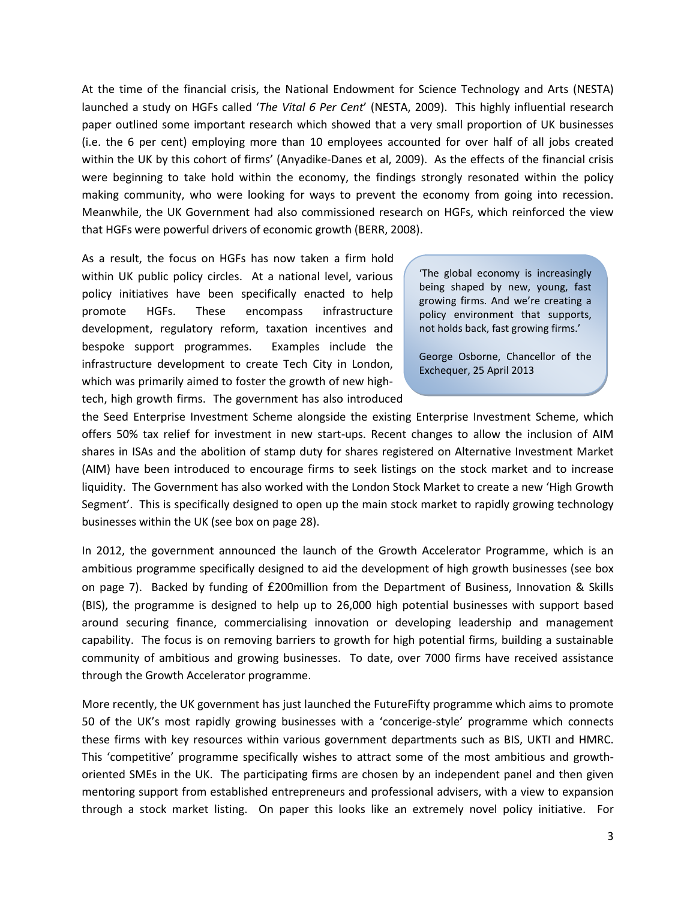At the time of the financial crisis, the National Endowment for Science Technology and Arts (NESTA) launched a study on HGFs called '*The Vital 6 Per Cent*' (NESTA, 2009). This highly influential research paper outlined some important research which showed that a very small proportion of UK businesses (i.e. the 6 per cent) employing more than 10 employees accounted for over half of all jobs created within the UK by this cohort of firms' (Anyadike-Danes et al, 2009). As the effects of the financial crisis were beginning to take hold within the economy, the findings strongly resonated within the policy making community, who were looking for ways to prevent the economy from going into recession. Meanwhile, the UK Government had also commissioned research on HGFs, which reinforced the view that HGFs were powerful drivers of economic growth (BERR, 2008).

> 'The global economy is increasingly being shaped by new, young, fast growing firms. And we're creating a policy environment that supports, not holds back, fast growing firms.'
>
> George Osborne, Chancellor of the Exchequer, 25 April 2013

As a result, the focus on HGFs has now taken a firm hold within UK public policy circles. At a national level, various policy initiatives have been specifically enacted to help promote HGFs. These encompass infrastructure development, regulatory reform, taxation incentives and bespoke support programmes. Examples include the infrastructure development to create Tech City in London, which was primarily aimed to foster the growth of new high-tech, high growth firms. The government has also introduced the Seed Enterprise Investment Scheme alongside the existing Enterprise Investment Scheme, which offers 50% tax relief for investment in new start-ups. Recent changes to allow the inclusion of AIM shares in ISAs and the abolition of stamp duty for shares registered on Alternative Investment Market (AIM) have been introduced to encourage firms to seek listings on the stock market and to increase liquidity. The Government has also worked with the London Stock Market to create a new 'High Growth Segment'. This is specifically designed to open up the main stock market to rapidly growing technology businesses within the UK (see box on page 28).

In 2012, the government announced the launch of the Growth Accelerator Programme, which is an ambitious programme specifically designed to aid the development of high growth businesses (see box on page 7). Backed by funding of £200million from the Department of Business, Innovation & Skills (BIS), the programme is designed to help up to 26,000 high potential businesses with support based around securing finance, commercialising innovation or developing leadership and management capability. The focus is on removing barriers to growth for high potential firms, building a sustainable community of ambitious and growing businesses. To date, over 7000 firms have received assistance through the Growth Accelerator programme.

More recently, the UK government has just launched the FutureFifty programme which aims to promote 50 of the UK's most rapidly growing businesses with a 'concerige-style' programme which connects these firms with key resources within various government departments such as BIS, UKTI and HMRC. This 'competitive' programme specifically wishes to attract some of the most ambitious and growth-oriented SMEs in the UK. The participating firms are chosen by an independent panel and then given mentoring support from established entrepreneurs and professional advisers, with a view to expansion through a stock market listing. On paper this looks like an extremely novel policy initiative. For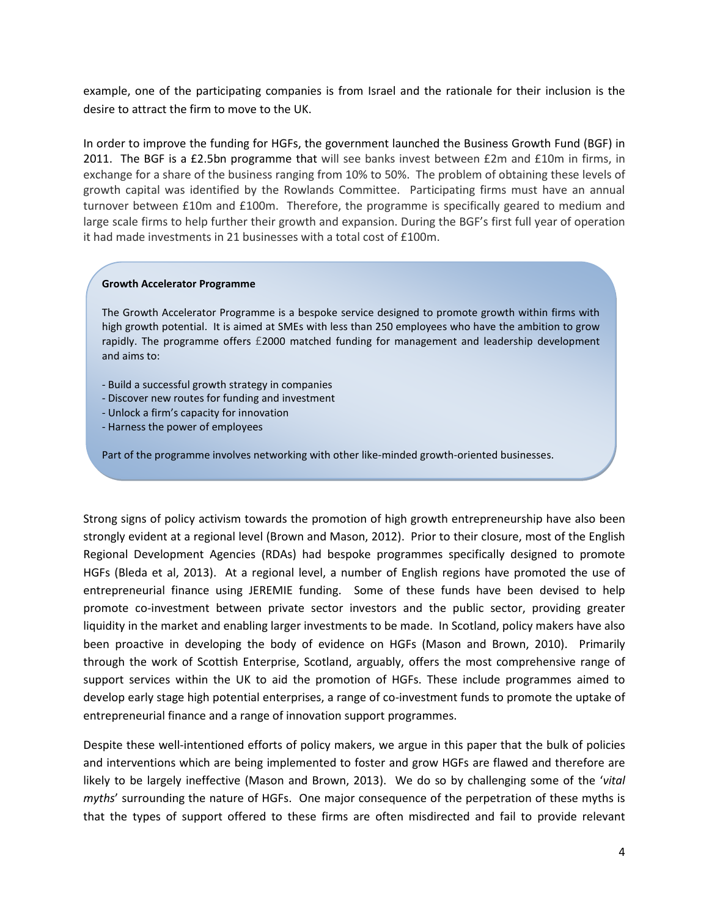example, one of the participating companies is from Israel and the rationale for their inclusion is the desire to attract the firm to move to the UK.

In order to improve the funding for HGFs, the government launched the Business Growth Fund (BGF) in 2011. The BGF is a £2.5bn programme that will see banks invest between £2m and £10m in firms, in exchange for a share of the business ranging from 10% to 50%. The problem of obtaining these levels of growth capital was identified by the Rowlands Committee. Participating firms must have an annual turnover between £10m and £100m. Therefore, the programme is specifically geared to medium and large scale firms to help further their growth and expansion. During the BGF's first full year of operation it had made investments in 21 businesses with a total cost of £100m.

**Growth Accelerator Programme**

The Growth Accelerator Programme is a bespoke service designed to promote growth within firms with high growth potential. It is aimed at SMEs with less than 250 employees who have the ambition to grow rapidly. The programme offers £2000 matched funding for management and leadership development and aims to:

- Build a successful growth strategy in companies
- Discover new routes for funding and investment
- Unlock a firm's capacity for innovation
- Harness the power of employees

Part of the programme involves networking with other like-minded growth-oriented businesses.

Strong signs of policy activism towards the promotion of high growth entrepreneurship have also been strongly evident at a regional level (Brown and Mason, 2012). Prior to their closure, most of the English Regional Development Agencies (RDAs) had bespoke programmes specifically designed to promote HGFs (Bleda et al, 2013). At a regional level, a number of English regions have promoted the use of entrepreneurial finance using JEREMIE funding. Some of these funds have been devised to help promote co-investment between private sector investors and the public sector, providing greater liquidity in the market and enabling larger investments to be made. In Scotland, policy makers have also been proactive in developing the body of evidence on HGFs (Mason and Brown, 2010). Primarily through the work of Scottish Enterprise, Scotland, arguably, offers the most comprehensive range of support services within the UK to aid the promotion of HGFs. These include programmes aimed to develop early stage high potential enterprises, a range of co-investment funds to promote the uptake of entrepreneurial finance and a range of innovation support programmes.

Despite these well-intentioned efforts of policy makers, we argue in this paper that the bulk of policies and interventions which are being implemented to foster and grow HGFs are flawed and therefore are likely to be largely ineffective (Mason and Brown, 2013). We do so by challenging some of the '*vital myths*' surrounding the nature of HGFs. One major consequence of the perpetration of these myths is that the types of support offered to these firms are often misdirected and fail to provide relevant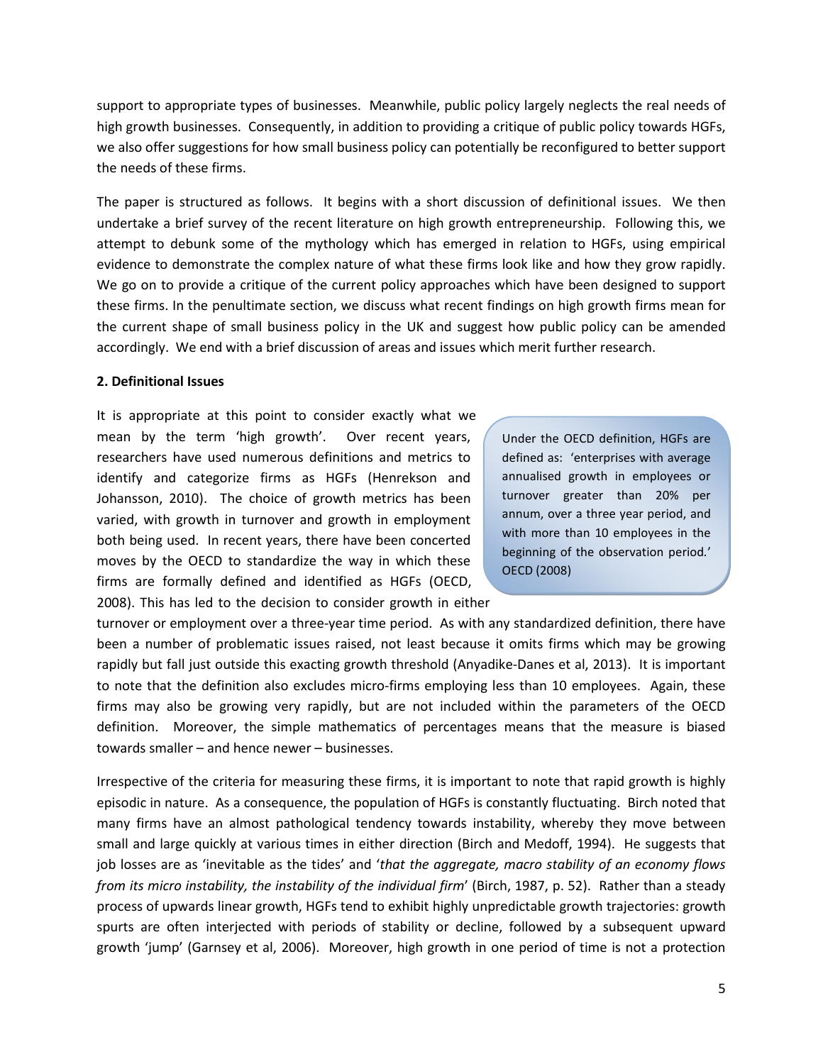support to appropriate types of businesses. Meanwhile, public policy largely neglects the real needs of high growth businesses. Consequently, in addition to providing a critique of public policy towards HGFs, we also offer suggestions for how small business policy can potentially be reconfigured to better support the needs of these firms.

The paper is structured as follows. It begins with a short discussion of definitional issues. We then undertake a brief survey of the recent literature on high growth entrepreneurship. Following this, we attempt to debunk some of the mythology which has emerged in relation to HGFs, using empirical evidence to demonstrate the complex nature of what these firms look like and how they grow rapidly. We go on to provide a critique of the current policy approaches which have been designed to support these firms. In the penultimate section, we discuss what recent findings on high growth firms mean for the current shape of small business policy in the UK and suggest how public policy can be amended accordingly. We end with a brief discussion of areas and issues which merit further research.

**2. Definitional Issues**

It is appropriate at this point to consider exactly what we mean by the term 'high growth'. Over recent years, researchers have used numerous definitions and metrics to identify and categorize firms as HGFs (Henrekson and Johansson, 2010). The choice of growth metrics has been varied, with growth in turnover and growth in employment both being used. In recent years, there have been concerted moves by the OECD to standardize the way in which these firms are formally defined and identified as HGFs (OECD, 2008). This has led to the decision to consider growth in either turnover or employment over a three-year time period. As with any standardized definition, there have been a number of problematic issues raised, not least because it omits firms which may be growing rapidly but fall just outside this exacting growth threshold (Anyadike-Danes et al, 2013). It is important to note that the definition also excludes micro-firms employing less than 10 employees. Again, these firms may also be growing very rapidly, but are not included within the parameters of the OECD definition. Moreover, the simple mathematics of percentages means that the measure is biased towards smaller – and hence newer – businesses.

> Under the OECD definition, HGFs are defined as: 'enterprises with average annualised growth in employees or turnover greater than 20% per annum, over a three year period, and with more than 10 employees in the beginning of the observation period.' OECD (2008)

Irrespective of the criteria for measuring these firms, it is important to note that rapid growth is highly episodic in nature. As a consequence, the population of HGFs is constantly fluctuating. Birch noted that many firms have an almost pathological tendency towards instability, whereby they move between small and large quickly at various times in either direction (Birch and Medoff, 1994). He suggests that job losses are as 'inevitable as the tides' and '*that the aggregate, macro stability of an economy flows from its micro instability, the instability of the individual firm*' (Birch, 1987, p. 52). Rather than a steady process of upwards linear growth, HGFs tend to exhibit highly unpredictable growth trajectories: growth spurts are often interjected with periods of stability or decline, followed by a subsequent upward growth 'jump' (Garnsey et al, 2006). Moreover, high growth in one period of time is not a protection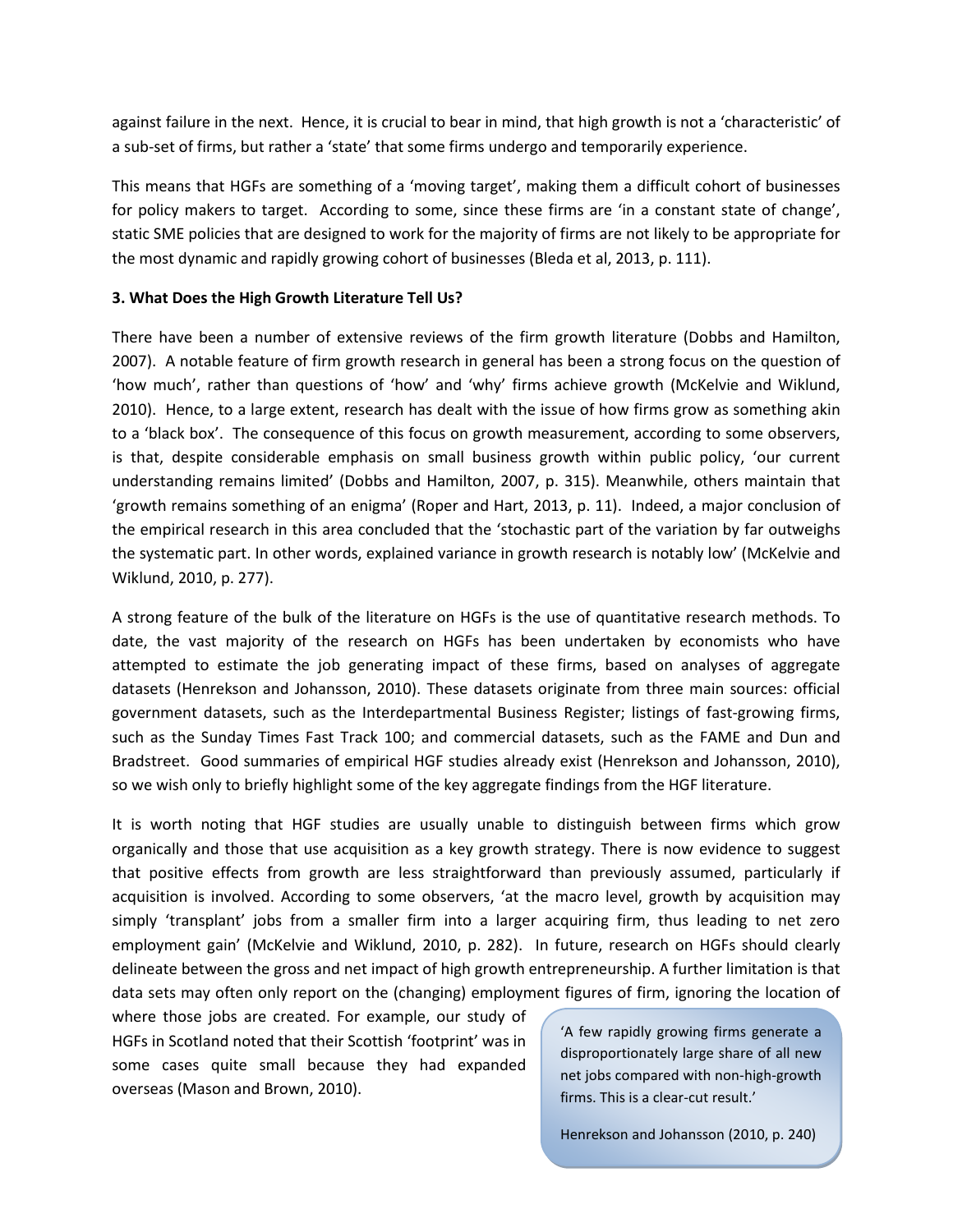against failure in the next. Hence, it is crucial to bear in mind, that high growth is not a 'characteristic' of a sub-set of firms, but rather a 'state' that some firms undergo and temporarily experience.

This means that HGFs are something of a 'moving target', making them a difficult cohort of businesses for policy makers to target. According to some, since these firms are 'in a constant state of change', static SME policies that are designed to work for the majority of firms are not likely to be appropriate for the most dynamic and rapidly growing cohort of businesses (Bleda et al, 2013, p. 111).

**3. What Does the High Growth Literature Tell Us?**

There have been a number of extensive reviews of the firm growth literature (Dobbs and Hamilton, 2007). A notable feature of firm growth research in general has been a strong focus on the question of 'how much', rather than questions of 'how' and 'why' firms achieve growth (McKelvie and Wiklund, 2010). Hence, to a large extent, research has dealt with the issue of how firms grow as something akin to a 'black box'. The consequence of this focus on growth measurement, according to some observers, is that, despite considerable emphasis on small business growth within public policy, 'our current understanding remains limited' (Dobbs and Hamilton, 2007, p. 315). Meanwhile, others maintain that 'growth remains something of an enigma' (Roper and Hart, 2013, p. 11). Indeed, a major conclusion of the empirical research in this area concluded that the 'stochastic part of the variation by far outweighs the systematic part. In other words, explained variance in growth research is notably low' (McKelvie and Wiklund, 2010, p. 277).

A strong feature of the bulk of the literature on HGFs is the use of quantitative research methods. To date, the vast majority of the research on HGFs has been undertaken by economists who have attempted to estimate the job generating impact of these firms, based on analyses of aggregate datasets (Henrekson and Johansson, 2010). These datasets originate from three main sources: official government datasets, such as the Interdepartmental Business Register; listings of fast-growing firms, such as the Sunday Times Fast Track 100; and commercial datasets, such as the FAME and Dun and Bradstreet. Good summaries of empirical HGF studies already exist (Henrekson and Johansson, 2010), so we wish only to briefly highlight some of the key aggregate findings from the HGF literature.

It is worth noting that HGF studies are usually unable to distinguish between firms which grow organically and those that use acquisition as a key growth strategy. There is now evidence to suggest that positive effects from growth are less straightforward than previously assumed, particularly if acquisition is involved. According to some observers, 'at the macro level, growth by acquisition may simply 'transplant' jobs from a smaller firm into a larger acquiring firm, thus leading to net zero employment gain' (McKelvie and Wiklund, 2010, p. 282). In future, research on HGFs should clearly delineate between the gross and net impact of high growth entrepreneurship. A further limitation is that data sets may often only report on the (changing) employment figures of firm, ignoring the location of where those jobs are created. For example, our study of HGFs in Scotland noted that their Scottish 'footprint' was in some cases quite small because they had expanded overseas (Mason and Brown, 2010).

> 'A few rapidly growing firms generate a disproportionately large share of all new net jobs compared with non-high-growth firms. This is a clear-cut result.'
>
> Henrekson and Johansson (2010, p. 240)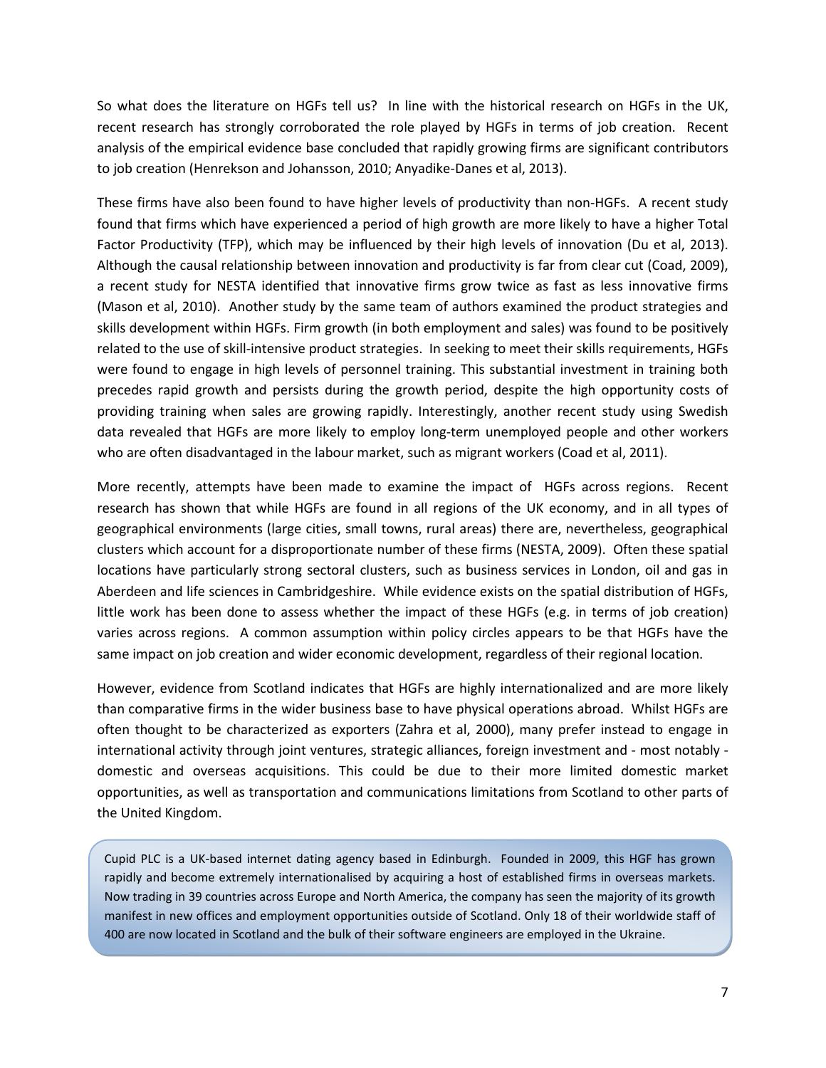So what does the literature on HGFs tell us? In line with the historical research on HGFs in the UK, recent research has strongly corroborated the role played by HGFs in terms of job creation. Recent analysis of the empirical evidence base concluded that rapidly growing firms are significant contributors to job creation (Henrekson and Johansson, 2010; Anyadike-Danes et al, 2013).

These firms have also been found to have higher levels of productivity than non-HGFs. A recent study found that firms which have experienced a period of high growth are more likely to have a higher Total Factor Productivity (TFP), which may be influenced by their high levels of innovation (Du et al, 2013). Although the causal relationship between innovation and productivity is far from clear cut (Coad, 2009), a recent study for NESTA identified that innovative firms grow twice as fast as less innovative firms (Mason et al, 2010). Another study by the same team of authors examined the product strategies and skills development within HGFs. Firm growth (in both employment and sales) was found to be positively related to the use of skill-intensive product strategies. In seeking to meet their skills requirements, HGFs were found to engage in high levels of personnel training. This substantial investment in training both precedes rapid growth and persists during the growth period, despite the high opportunity costs of providing training when sales are growing rapidly. Interestingly, another recent study using Swedish data revealed that HGFs are more likely to employ long-term unemployed people and other workers who are often disadvantaged in the labour market, such as migrant workers (Coad et al, 2011).

More recently, attempts have been made to examine the impact of HGFs across regions. Recent research has shown that while HGFs are found in all regions of the UK economy, and in all types of geographical environments (large cities, small towns, rural areas) there are, nevertheless, geographical clusters which account for a disproportionate number of these firms (NESTA, 2009). Often these spatial locations have particularly strong sectoral clusters, such as business services in London, oil and gas in Aberdeen and life sciences in Cambridgeshire. While evidence exists on the spatial distribution of HGFs, little work has been done to assess whether the impact of these HGFs (e.g. in terms of job creation) varies across regions. A common assumption within policy circles appears to be that HGFs have the same impact on job creation and wider economic development, regardless of their regional location.

However, evidence from Scotland indicates that HGFs are highly internationalized and are more likely than comparative firms in the wider business base to have physical operations abroad. Whilst HGFs are often thought to be characterized as exporters (Zahra et al, 2000), many prefer instead to engage in international activity through joint ventures, strategic alliances, foreign investment and - most notably - domestic and overseas acquisitions. This could be due to their more limited domestic market opportunities, as well as transportation and communications limitations from Scotland to other parts of the United Kingdom.

> Cupid PLC is a UK-based internet dating agency based in Edinburgh. Founded in 2009, this HGF has grown rapidly and become extremely internationalised by acquiring a host of established firms in overseas markets. Now trading in 39 countries across Europe and North America, the company has seen the majority of its growth manifest in new offices and employment opportunities outside of Scotland. Only 18 of their worldwide staff of 400 are now located in Scotland and the bulk of their software engineers are employed in the Ukraine.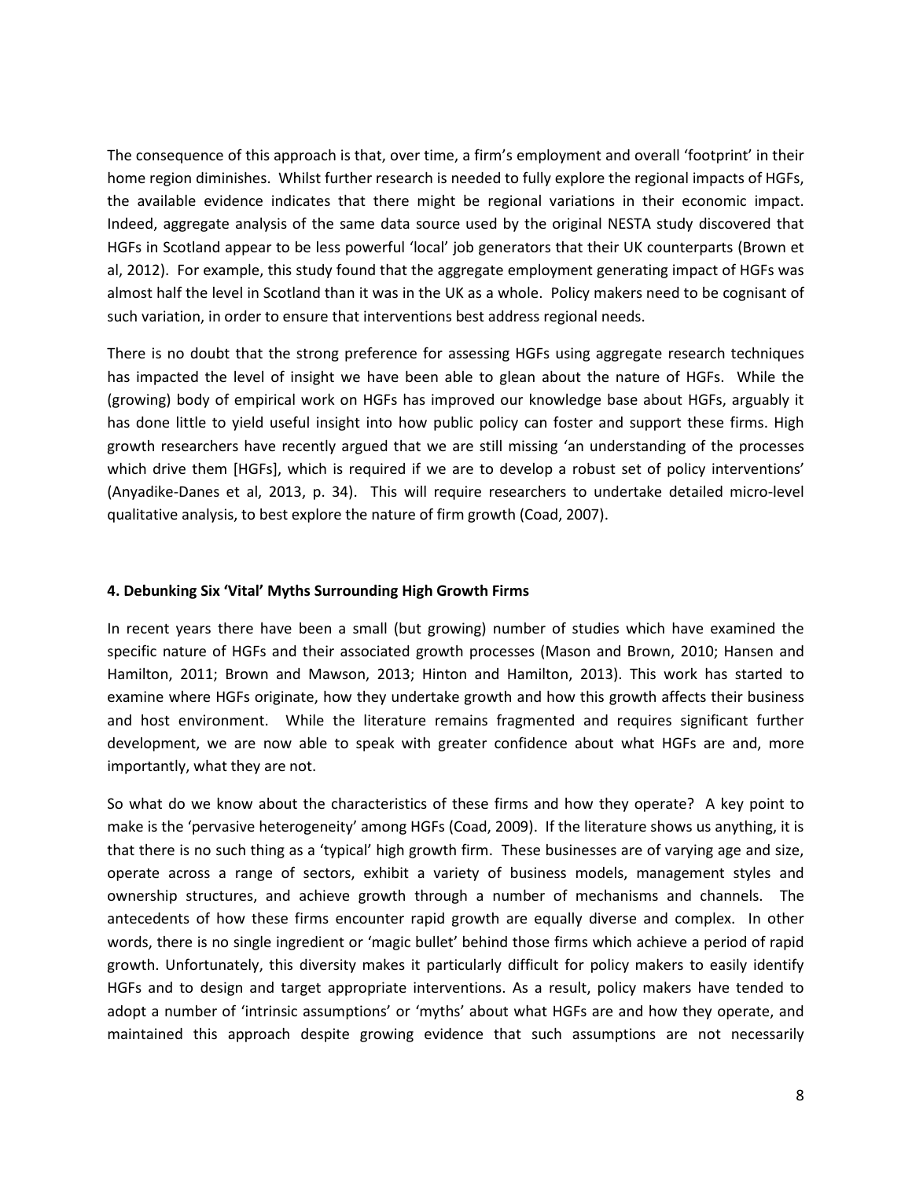The consequence of this approach is that, over time, a firm's employment and overall 'footprint' in their home region diminishes. Whilst further research is needed to fully explore the regional impacts of HGFs, the available evidence indicates that there might be regional variations in their economic impact. Indeed, aggregate analysis of the same data source used by the original NESTA study discovered that HGFs in Scotland appear to be less powerful 'local' job generators that their UK counterparts (Brown et al, 2012). For example, this study found that the aggregate employment generating impact of HGFs was almost half the level in Scotland than it was in the UK as a whole. Policy makers need to be cognisant of such variation, in order to ensure that interventions best address regional needs.

There is no doubt that the strong preference for assessing HGFs using aggregate research techniques has impacted the level of insight we have been able to glean about the nature of HGFs. While the (growing) body of empirical work on HGFs has improved our knowledge base about HGFs, arguably it has done little to yield useful insight into how public policy can foster and support these firms. High growth researchers have recently argued that we are still missing 'an understanding of the processes which drive them [HGFs], which is required if we are to develop a robust set of policy interventions' (Anyadike-Danes et al, 2013, p. 34). This will require researchers to undertake detailed micro-level qualitative analysis, to best explore the nature of firm growth (Coad, 2007).

## 4. Debunking Six 'Vital' Myths Surrounding High Growth Firms

In recent years there have been a small (but growing) number of studies which have examined the specific nature of HGFs and their associated growth processes (Mason and Brown, 2010; Hansen and Hamilton, 2011; Brown and Mawson, 2013; Hinton and Hamilton, 2013). This work has started to examine where HGFs originate, how they undertake growth and how this growth affects their business and host environment. While the literature remains fragmented and requires significant further development, we are now able to speak with greater confidence about what HGFs are and, more importantly, what they are not.

So what do we know about the characteristics of these firms and how they operate? A key point to make is the 'pervasive heterogeneity' among HGFs (Coad, 2009). If the literature shows us anything, it is that there is no such thing as a 'typical' high growth firm. These businesses are of varying age and size, operate across a range of sectors, exhibit a variety of business models, management styles and ownership structures, and achieve growth through a number of mechanisms and channels. The antecedents of how these firms encounter rapid growth are equally diverse and complex. In other words, there is no single ingredient or 'magic bullet' behind those firms which achieve a period of rapid growth. Unfortunately, this diversity makes it particularly difficult for policy makers to easily identify HGFs and to design and target appropriate interventions. As a result, policy makers have tended to adopt a number of 'intrinsic assumptions' or 'myths' about what HGFs are and how they operate, and maintained this approach despite growing evidence that such assumptions are not necessarily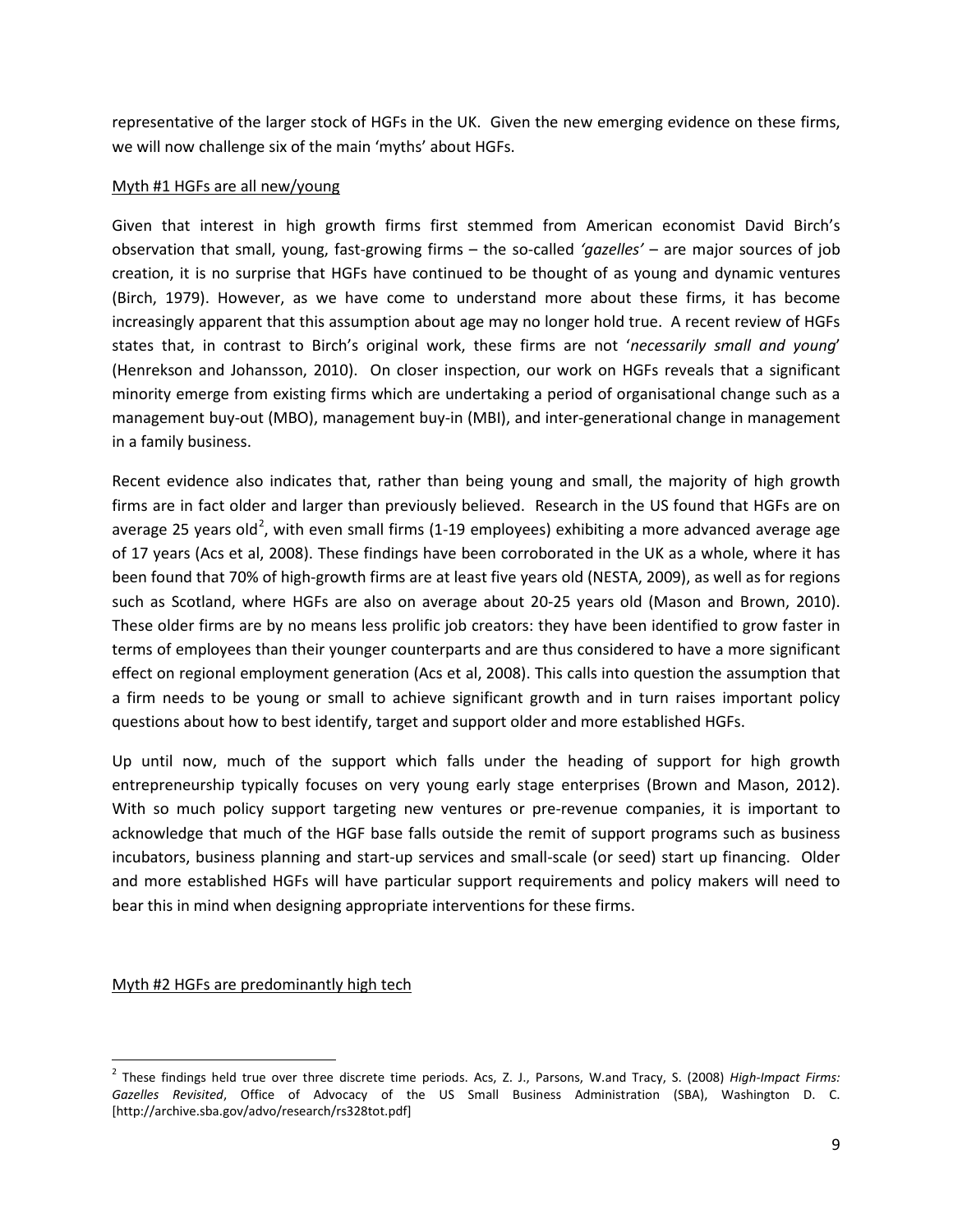representative of the larger stock of HGFs in the UK. Given the new emerging evidence on these firms, we will now challenge six of the main 'myths' about HGFs.

Myth #1 HGFs are all new/young

Given that interest in high growth firms first stemmed from American economist David Birch's observation that small, young, fast-growing firms – the so-called *'gazelles'* – are major sources of job creation, it is no surprise that HGFs have continued to be thought of as young and dynamic ventures (Birch, 1979). However, as we have come to understand more about these firms, it has become increasingly apparent that this assumption about age may no longer hold true. A recent review of HGFs states that, in contrast to Birch's original work, these firms are not '*necessarily small and young*' (Henrekson and Johansson, 2010). On closer inspection, our work on HGFs reveals that a significant minority emerge from existing firms which are undertaking a period of organisational change such as a management buy-out (MBO), management buy-in (MBI), and inter-generational change in management in a family business.

Recent evidence also indicates that, rather than being young and small, the majority of high growth firms are in fact older and larger than previously believed. Research in the US found that HGFs are on average 25 years old[2], with even small firms (1-19 employees) exhibiting a more advanced average age of 17 years (Acs et al, 2008). These findings have been corroborated in the UK as a whole, where it has been found that 70% of high-growth firms are at least five years old (NESTA, 2009), as well as for regions such as Scotland, where HGFs are also on average about 20-25 years old (Mason and Brown, 2010). These older firms are by no means less prolific job creators: they have been identified to grow faster in terms of employees than their younger counterparts and are thus considered to have a more significant effect on regional employment generation (Acs et al, 2008). This calls into question the assumption that a firm needs to be young or small to achieve significant growth and in turn raises important policy questions about how to best identify, target and support older and more established HGFs.

Up until now, much of the support which falls under the heading of support for high growth entrepreneurship typically focuses on very young early stage enterprises (Brown and Mason, 2012). With so much policy support targeting new ventures or pre-revenue companies, it is important to acknowledge that much of the HGF base falls outside the remit of support programs such as business incubators, business planning and start-up services and small-scale (or seed) start up financing. Older and more established HGFs will have particular support requirements and policy makers will need to bear this in mind when designing appropriate interventions for these firms.

Myth #2 HGFs are predominantly high tech

---

[2] These findings held true over three discrete time periods. Acs, Z. J., Parsons, W.and Tracy, S. (2008) *High-Impact Firms: Gazelles Revisited*, Office of Advocacy of the US Small Business Administration (SBA), Washington D. C. [http://archive.sba.gov/advo/research/rs328tot.pdf]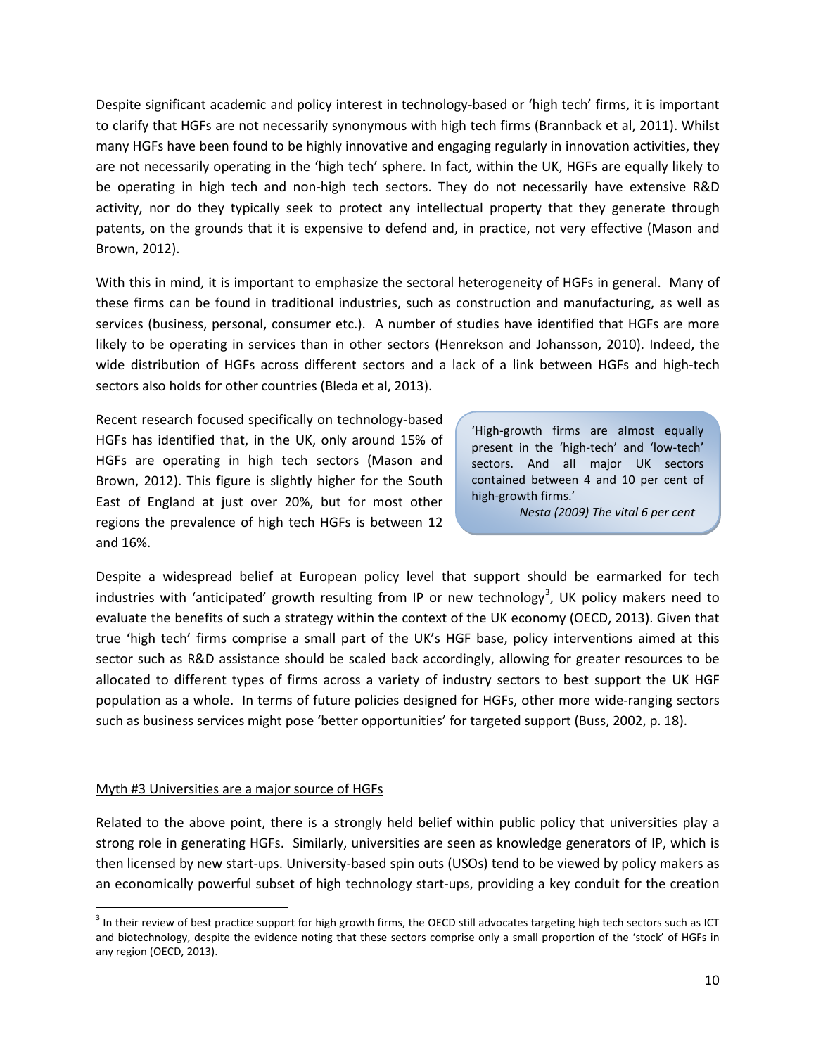Despite significant academic and policy interest in technology-based or 'high tech' firms, it is important to clarify that HGFs are not necessarily synonymous with high tech firms (Brannback et al, 2011). Whilst many HGFs have been found to be highly innovative and engaging regularly in innovation activities, they are not necessarily operating in the 'high tech' sphere. In fact, within the UK, HGFs are equally likely to be operating in high tech and non-high tech sectors. They do not necessarily have extensive R&D activity, nor do they typically seek to protect any intellectual property that they generate through patents, on the grounds that it is expensive to defend and, in practice, not very effective (Mason and Brown, 2012).

With this in mind, it is important to emphasize the sectoral heterogeneity of HGFs in general. Many of these firms can be found in traditional industries, such as construction and manufacturing, as well as services (business, personal, consumer etc.). A number of studies have identified that HGFs are more likely to be operating in services than in other sectors (Henrekson and Johansson, 2010). Indeed, the wide distribution of HGFs across different sectors and a lack of a link between HGFs and high-tech sectors also holds for other countries (Bleda et al, 2013).

Recent research focused specifically on technology-based HGFs has identified that, in the UK, only around 15% of HGFs are operating in high tech sectors (Mason and Brown, 2012). This figure is slightly higher for the South East of England at just over 20%, but for most other regions the prevalence of high tech HGFs is between 12 and 16%.

> 'High-growth firms are almost equally present in the 'high-tech' and 'low-tech' sectors. And all major UK sectors contained between 4 and 10 per cent of high-growth firms.'
>
> *Nesta (2009) The vital 6 per cent*

Despite a widespread belief at European policy level that support should be earmarked for tech industries with 'anticipated' growth resulting from IP or new technology[3], UK policy makers need to evaluate the benefits of such a strategy within the context of the UK economy (OECD, 2013). Given that true 'high tech' firms comprise a small part of the UK's HGF base, policy interventions aimed at this sector such as R&D assistance should be scaled back accordingly, allowing for greater resources to be allocated to different types of firms across a variety of industry sectors to best support the UK HGF population as a whole. In terms of future policies designed for HGFs, other more wide-ranging sectors such as business services might pose 'better opportunities' for targeted support (Buss, 2002, p. 18).

## Myth #3 Universities are a major source of HGFs

Related to the above point, there is a strongly held belief within public policy that universities play a strong role in generating HGFs. Similarly, universities are seen as knowledge generators of IP, which is then licensed by new start-ups. University-based spin outs (USOs) tend to be viewed by policy makers as an economically powerful subset of high technology start-ups, providing a key conduit for the creation

---

[3] In their review of best practice support for high growth firms, the OECD still advocates targeting high tech sectors such as ICT and biotechnology, despite the evidence noting that these sectors comprise only a small proportion of the 'stock' of HGFs in any region (OECD, 2013).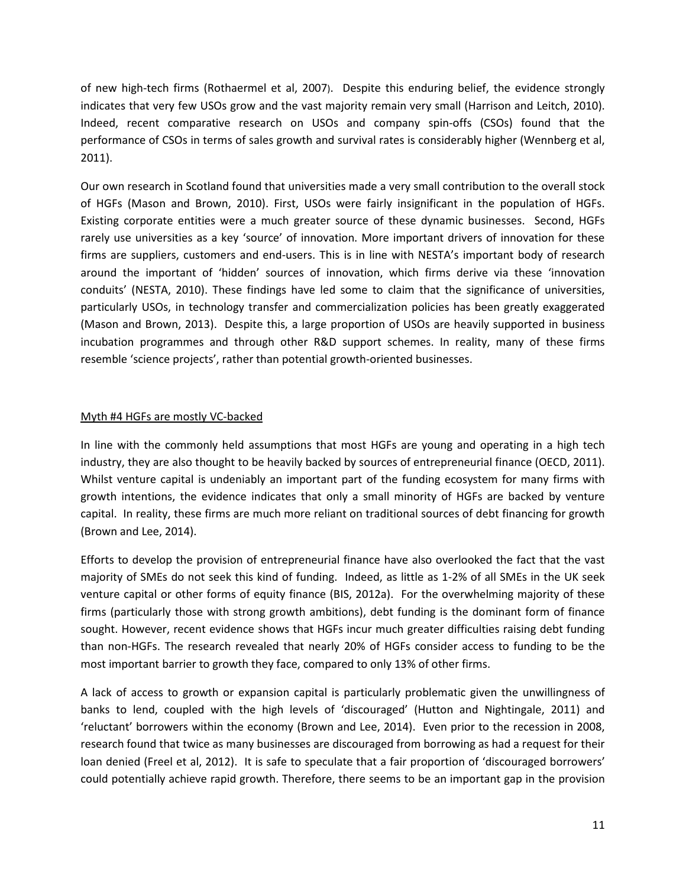of new high-tech firms (Rothaermel et al, 2007). Despite this enduring belief, the evidence strongly indicates that very few USOs grow and the vast majority remain very small (Harrison and Leitch, 2010). Indeed, recent comparative research on USOs and company spin-offs (CSOs) found that the performance of CSOs in terms of sales growth and survival rates is considerably higher (Wennberg et al, 2011).

Our own research in Scotland found that universities made a very small contribution to the overall stock of HGFs (Mason and Brown, 2010). First, USOs were fairly insignificant in the population of HGFs. Existing corporate entities were a much greater source of these dynamic businesses. Second, HGFs rarely use universities as a key 'source' of innovation. More important drivers of innovation for these firms are suppliers, customers and end-users. This is in line with NESTA's important body of research around the important of 'hidden' sources of innovation, which firms derive via these 'innovation conduits' (NESTA, 2010). These findings have led some to claim that the significance of universities, particularly USOs, in technology transfer and commercialization policies has been greatly exaggerated (Mason and Brown, 2013). Despite this, a large proportion of USOs are heavily supported in business incubation programmes and through other R&D support schemes. In reality, many of these firms resemble 'science projects', rather than potential growth-oriented businesses.

### Myth #4 HGFs are mostly VC-backed

In line with the commonly held assumptions that most HGFs are young and operating in a high tech industry, they are also thought to be heavily backed by sources of entrepreneurial finance (OECD, 2011). Whilst venture capital is undeniably an important part of the funding ecosystem for many firms with growth intentions, the evidence indicates that only a small minority of HGFs are backed by venture capital. In reality, these firms are much more reliant on traditional sources of debt financing for growth (Brown and Lee, 2014).

Efforts to develop the provision of entrepreneurial finance have also overlooked the fact that the vast majority of SMEs do not seek this kind of funding. Indeed, as little as 1-2% of all SMEs in the UK seek venture capital or other forms of equity finance (BIS, 2012a). For the overwhelming majority of these firms (particularly those with strong growth ambitions), debt funding is the dominant form of finance sought. However, recent evidence shows that HGFs incur much greater difficulties raising debt funding than non-HGFs. The research revealed that nearly 20% of HGFs consider access to funding to be the most important barrier to growth they face, compared to only 13% of other firms.

A lack of access to growth or expansion capital is particularly problematic given the unwillingness of banks to lend, coupled with the high levels of 'discouraged' (Hutton and Nightingale, 2011) and 'reluctant' borrowers within the economy (Brown and Lee, 2014). Even prior to the recession in 2008, research found that twice as many businesses are discouraged from borrowing as had a request for their loan denied (Freel et al, 2012). It is safe to speculate that a fair proportion of 'discouraged borrowers' could potentially achieve rapid growth. Therefore, there seems to be an important gap in the provision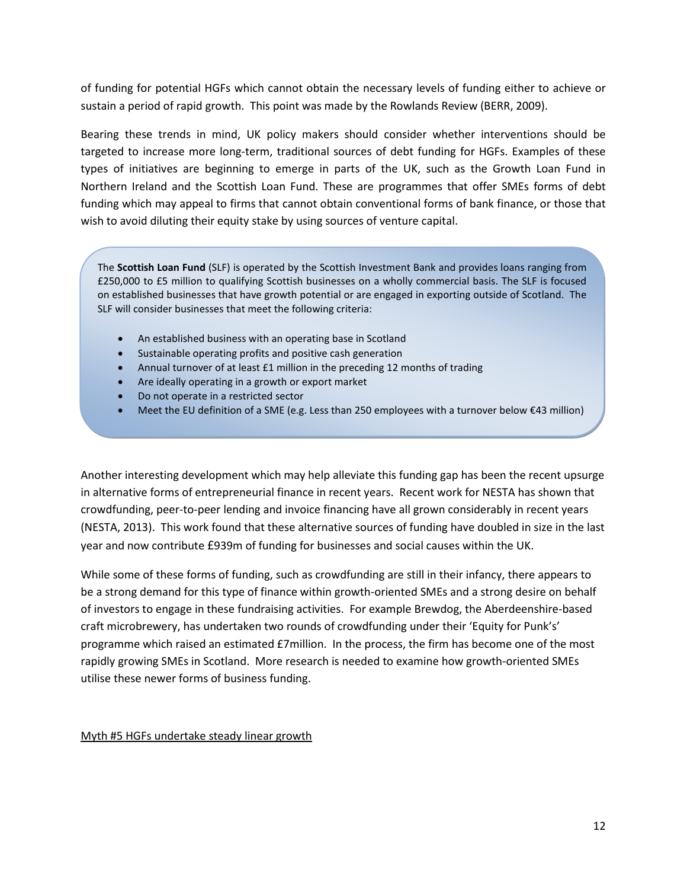of funding for potential HGFs which cannot obtain the necessary levels of funding either to achieve or sustain a period of rapid growth. This point was made by the Rowlands Review (BERR, 2009).

Bearing these trends in mind, UK policy makers should consider whether interventions should be targeted to increase more long-term, traditional sources of debt funding for HGFs. Examples of these types of initiatives are beginning to emerge in parts of the UK, such as the Growth Loan Fund in Northern Ireland and the Scottish Loan Fund. These are programmes that offer SMEs forms of debt funding which may appeal to firms that cannot obtain conventional forms of bank finance, or those that wish to avoid diluting their equity stake by using sources of venture capital.

> The **Scottish Loan Fund** (SLF) is operated by the Scottish Investment Bank and provides loans ranging from £250,000 to £5 million to qualifying Scottish businesses on a wholly commercial basis. The SLF is focused on established businesses that have growth potential or are engaged in exporting outside of Scotland. The SLF will consider businesses that meet the following criteria:
>
> - An established business with an operating base in Scotland
> - Sustainable operating profits and positive cash generation
> - Annual turnover of at least £1 million in the preceding 12 months of trading
> - Are ideally operating in a growth or export market
> - Do not operate in a restricted sector
> - Meet the EU definition of a SME (e.g. Less than 250 employees with a turnover below €43 million)

Another interesting development which may help alleviate this funding gap has been the recent upsurge in alternative forms of entrepreneurial finance in recent years. Recent work for NESTA has shown that crowdfunding, peer-to-peer lending and invoice financing have all grown considerably in recent years (NESTA, 2013). This work found that these alternative sources of funding have doubled in size in the last year and now contribute £939m of funding for businesses and social causes within the UK.

While some of these forms of funding, such as crowdfunding are still in their infancy, there appears to be a strong demand for this type of finance within growth-oriented SMEs and a strong desire on behalf of investors to engage in these fundraising activities. For example Brewdog, the Aberdeenshire-based craft microbrewery, has undertaken two rounds of crowdfunding under their 'Equity for Punk's' programme which raised an estimated £7million. In the process, the firm has become one of the most rapidly growing SMEs in Scotland. More research is needed to examine how growth-oriented SMEs utilise these newer forms of business funding.

## Myth #5 HGFs undertake steady linear growth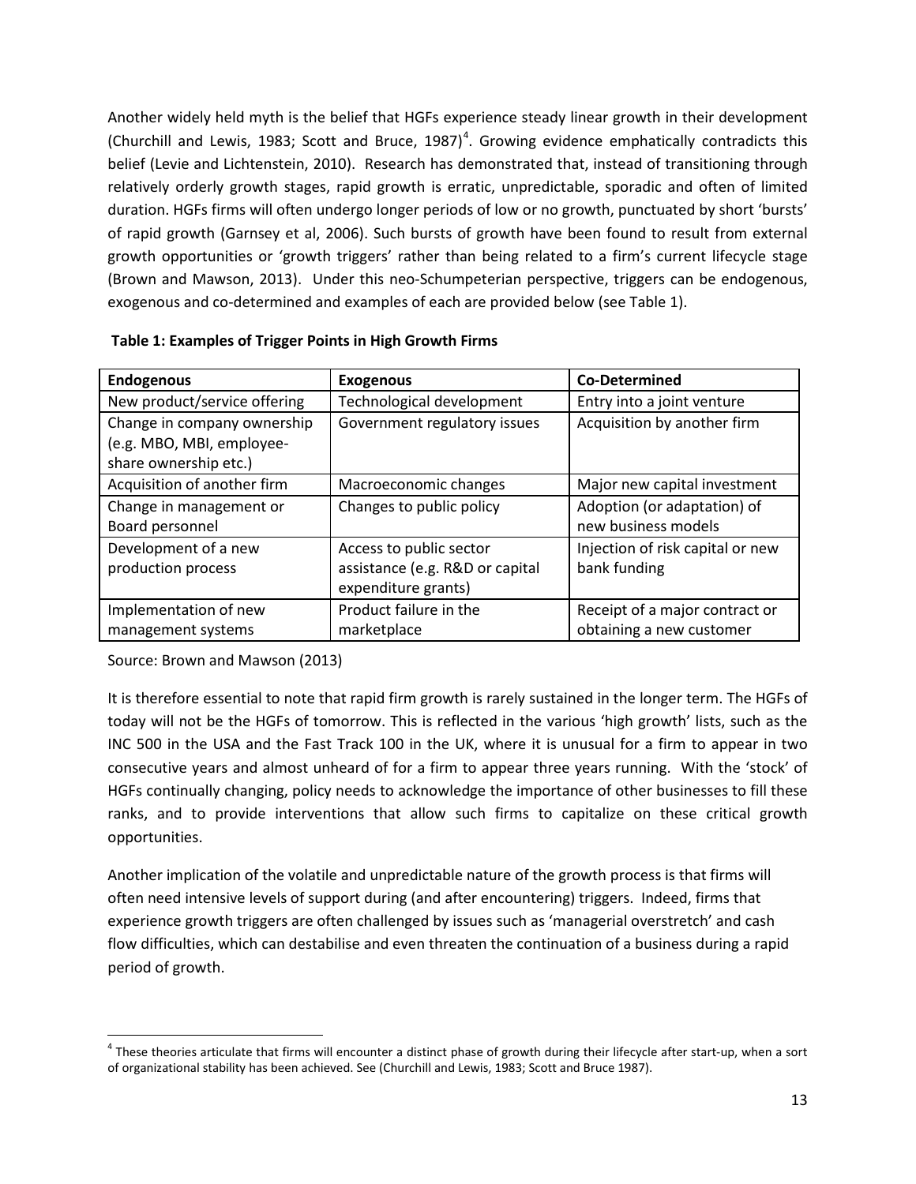Another widely held myth is the belief that HGFs experience steady linear growth in their development (Churchill and Lewis, 1983; Scott and Bruce, 1987)[4]. Growing evidence emphatically contradicts this belief (Levie and Lichtenstein, 2010). Research has demonstrated that, instead of transitioning through relatively orderly growth stages, rapid growth is erratic, unpredictable, sporadic and often of limited duration. HGFs firms will often undergo longer periods of low or no growth, punctuated by short 'bursts' of rapid growth (Garnsey et al, 2006). Such bursts of growth have been found to result from external growth opportunities or 'growth triggers' rather than being related to a firm's current lifecycle stage (Brown and Mawson, 2013). Under this neo-Schumpeterian perspective, triggers can be endogenous, exogenous and co-determined and examples of each are provided below (see Table 1).

**Table 1: Examples of Trigger Points in High Growth Firms**

| Endogenous | Exogenous | Co-Determined |
|---|---|---|
| New product/service offering | Technological development | Entry into a joint venture |
| Change in company ownership (e.g. MBO, MBI, employee-share ownership etc.) | Government regulatory issues | Acquisition by another firm |
| Acquisition of another firm | Macroeconomic changes | Major new capital investment |
| Change in management or Board personnel | Changes to public policy | Adoption (or adaptation) of new business models |
| Development of a new production process | Access to public sector assistance (e.g. R&D or capital expenditure grants) | Injection of risk capital or new bank funding |
| Implementation of new management systems | Product failure in the marketplace | Receipt of a major contract or obtaining a new customer |

Source: Brown and Mawson (2013)

It is therefore essential to note that rapid firm growth is rarely sustained in the longer term. The HGFs of today will not be the HGFs of tomorrow. This is reflected in the various 'high growth' lists, such as the INC 500 in the USA and the Fast Track 100 in the UK, where it is unusual for a firm to appear in two consecutive years and almost unheard of for a firm to appear three years running. With the 'stock' of HGFs continually changing, policy needs to acknowledge the importance of other businesses to fill these ranks, and to provide interventions that allow such firms to capitalize on these critical growth opportunities.

Another implication of the volatile and unpredictable nature of the growth process is that firms will often need intensive levels of support during (and after encountering) triggers. Indeed, firms that experience growth triggers are often challenged by issues such as 'managerial overstretch' and cash flow difficulties, which can destabilise and even threaten the continuation of a business during a rapid period of growth.

---

[4] These theories articulate that firms will encounter a distinct phase of growth during their lifecycle after start-up, when a sort of organizational stability has been achieved. See (Churchill and Lewis, 1983; Scott and Bruce 1987).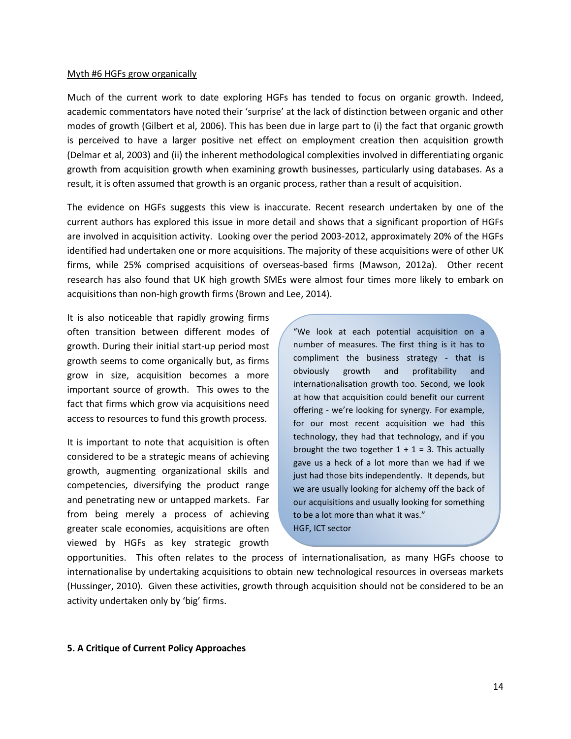Myth #6 HGFs grow organically

Much of the current work to date exploring HGFs has tended to focus on organic growth. Indeed, academic commentators have noted their 'surprise' at the lack of distinction between organic and other modes of growth (Gilbert et al, 2006). This has been due in large part to (i) the fact that organic growth is perceived to have a larger positive net effect on employment creation then acquisition growth (Delmar et al, 2003) and (ii) the inherent methodological complexities involved in differentiating organic growth from acquisition growth when examining growth businesses, particularly using databases. As a result, it is often assumed that growth is an organic process, rather than a result of acquisition.

The evidence on HGFs suggests this view is inaccurate. Recent research undertaken by one of the current authors has explored this issue in more detail and shows that a significant proportion of HGFs are involved in acquisition activity. Looking over the period 2003-2012, approximately 20% of the HGFs identified had undertaken one or more acquisitions. The majority of these acquisitions were of other UK firms, while 25% comprised acquisitions of overseas-based firms (Mawson, 2012a). Other recent research has also found that UK high growth SMEs were almost four times more likely to embark on acquisitions than non-high growth firms (Brown and Lee, 2014).

It is also noticeable that rapidly growing firms often transition between different modes of growth. During their initial start-up period most growth seems to come organically but, as firms grow in size, acquisition becomes a more important source of growth. This owes to the fact that firms which grow via acquisitions need access to resources to fund this growth process.

> "We look at each potential acquisition on a number of measures. The first thing is it has to compliment the business strategy - that is obviously growth and profitability and internationalisation growth too. Second, we look at how that acquisition could benefit our current offering - we're looking for synergy. For example, for our most recent acquisition we had this technology, they had that technology, and if you brought the two together 1 + 1 = 3. This actually gave us a heck of a lot more than we had if we just had those bits independently. It depends, but we are usually looking for alchemy off the back of our acquisitions and usually looking for something to be a lot more than what it was."
> HGF, ICT sector

It is important to note that acquisition is often considered to be a strategic means of achieving growth, augmenting organizational skills and competencies, diversifying the product range and penetrating new or untapped markets. Far from being merely a process of achieving greater scale economies, acquisitions are often viewed by HGFs as key strategic growth opportunities. This often relates to the process of internationalisation, as many HGFs choose to internationalise by undertaking acquisitions to obtain new technological resources in overseas markets (Hussinger, 2010). Given these activities, growth through acquisition should not be considered to be an activity undertaken only by 'big' firms.

## 5. A Critique of Current Policy Approaches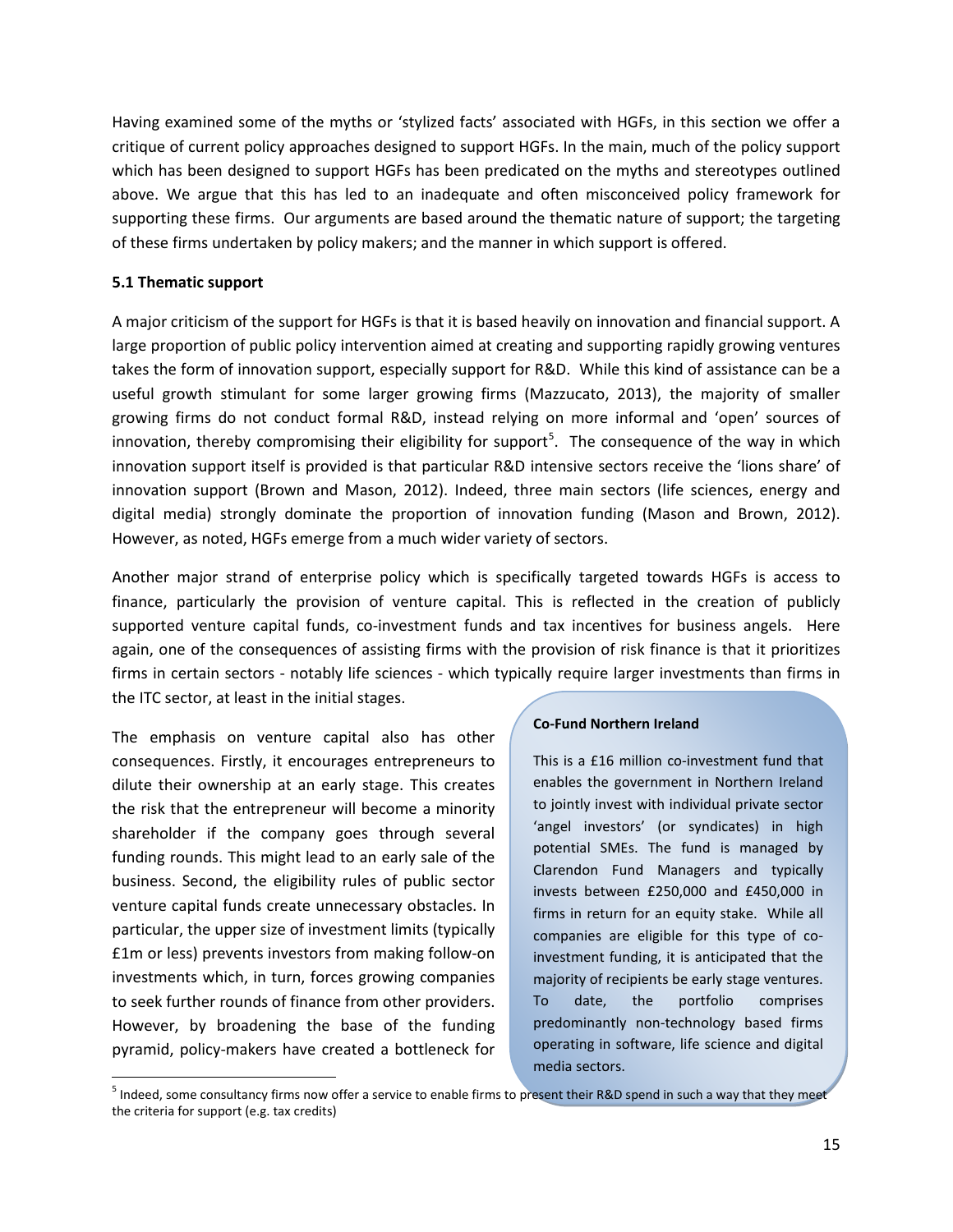Having examined some of the myths or 'stylized facts' associated with HGFs, in this section we offer a critique of current policy approaches designed to support HGFs. In the main, much of the policy support which has been designed to support HGFs has been predicated on the myths and stereotypes outlined above. We argue that this has led to an inadequate and often misconceived policy framework for supporting these firms. Our arguments are based around the thematic nature of support; the targeting of these firms undertaken by policy makers; and the manner in which support is offered.

### 5.1 Thematic support

A major criticism of the support for HGFs is that it is based heavily on innovation and financial support. A large proportion of public policy intervention aimed at creating and supporting rapidly growing ventures takes the form of innovation support, especially support for R&D. While this kind of assistance can be a useful growth stimulant for some larger growing firms (Mazzucato, 2013), the majority of smaller growing firms do not conduct formal R&D, instead relying on more informal and 'open' sources of innovation, thereby compromising their eligibility for support[5]. The consequence of the way in which innovation support itself is provided is that particular R&D intensive sectors receive the 'lions share' of innovation support (Brown and Mason, 2012). Indeed, three main sectors (life sciences, energy and digital media) strongly dominate the proportion of innovation funding (Mason and Brown, 2012). However, as noted, HGFs emerge from a much wider variety of sectors.

Another major strand of enterprise policy which is specifically targeted towards HGFs is access to finance, particularly the provision of venture capital. This is reflected in the creation of publicly supported venture capital funds, co-investment funds and tax incentives for business angels. Here again, one of the consequences of assisting firms with the provision of risk finance is that it prioritizes firms in certain sectors - notably life sciences - which typically require larger investments than firms in the ITC sector, at least in the initial stages.

The emphasis on venture capital also has other consequences. Firstly, it encourages entrepreneurs to dilute their ownership at an early stage. This creates the risk that the entrepreneur will become a minority shareholder if the company goes through several funding rounds. This might lead to an early sale of the business. Second, the eligibility rules of public sector venture capital funds create unnecessary obstacles. In particular, the upper size of investment limits (typically £1m or less) prevents investors from making follow-on investments which, in turn, forces growing companies to seek further rounds of finance from other providers. However, by broadening the base of the funding pyramid, policy-makers have created a bottleneck for

**Co-Fund Northern Ireland**

This is a £16 million co-investment fund that enables the government in Northern Ireland to jointly invest with individual private sector 'angel investors' (or syndicates) in high potential SMEs. The fund is managed by Clarendon Fund Managers and typically invests between £250,000 and £450,000 in firms in return for an equity stake. While all companies are eligible for this type of co-investment funding, it is anticipated that the majority of recipients be early stage ventures. To date, the portfolio comprises predominantly non-technology based firms operating in software, life science and digital media sectors.

[5] Indeed, some consultancy firms now offer a service to enable firms to present their R&D spend in such a way that they meet the criteria for support (e.g. tax credits)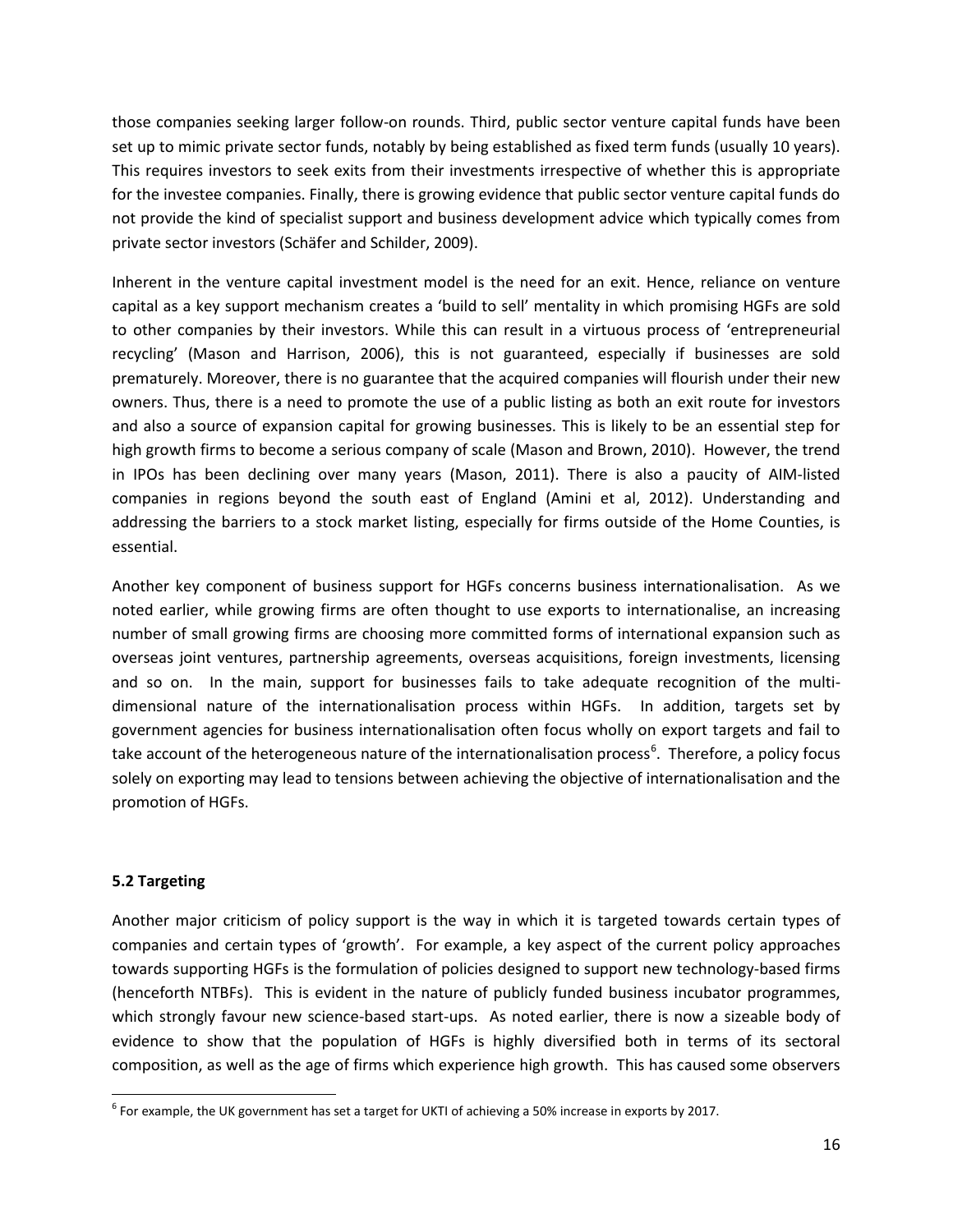those companies seeking larger follow-on rounds. Third, public sector venture capital funds have been set up to mimic private sector funds, notably by being established as fixed term funds (usually 10 years). This requires investors to seek exits from their investments irrespective of whether this is appropriate for the investee companies. Finally, there is growing evidence that public sector venture capital funds do not provide the kind of specialist support and business development advice which typically comes from private sector investors (Schäfer and Schilder, 2009).

Inherent in the venture capital investment model is the need for an exit. Hence, reliance on venture capital as a key support mechanism creates a 'build to sell' mentality in which promising HGFs are sold to other companies by their investors. While this can result in a virtuous process of 'entrepreneurial recycling' (Mason and Harrison, 2006), this is not guaranteed, especially if businesses are sold prematurely. Moreover, there is no guarantee that the acquired companies will flourish under their new owners. Thus, there is a need to promote the use of a public listing as both an exit route for investors and also a source of expansion capital for growing businesses. This is likely to be an essential step for high growth firms to become a serious company of scale (Mason and Brown, 2010). However, the trend in IPOs has been declining over many years (Mason, 2011). There is also a paucity of AIM-listed companies in regions beyond the south east of England (Amini et al, 2012). Understanding and addressing the barriers to a stock market listing, especially for firms outside of the Home Counties, is essential.

Another key component of business support for HGFs concerns business internationalisation. As we noted earlier, while growing firms are often thought to use exports to internationalise, an increasing number of small growing firms are choosing more committed forms of international expansion such as overseas joint ventures, partnership agreements, overseas acquisitions, foreign investments, licensing and so on. In the main, support for businesses fails to take adequate recognition of the multi-dimensional nature of the internationalisation process within HGFs. In addition, targets set by government agencies for business internationalisation often focus wholly on export targets and fail to take account of the heterogeneous nature of the internationalisation process[6]. Therefore, a policy focus solely on exporting may lead to tensions between achieving the objective of internationalisation and the promotion of HGFs.

### 5.2 Targeting

Another major criticism of policy support is the way in which it is targeted towards certain types of companies and certain types of 'growth'. For example, a key aspect of the current policy approaches towards supporting HGFs is the formulation of policies designed to support new technology-based firms (henceforth NTBFs). This is evident in the nature of publicly funded business incubator programmes, which strongly favour new science-based start-ups. As noted earlier, there is now a sizeable body of evidence to show that the population of HGFs is highly diversified both in terms of its sectoral composition, as well as the age of firms which experience high growth. This has caused some observers

[6] For example, the UK government has set a target for UKTI of achieving a 50% increase in exports by 2017.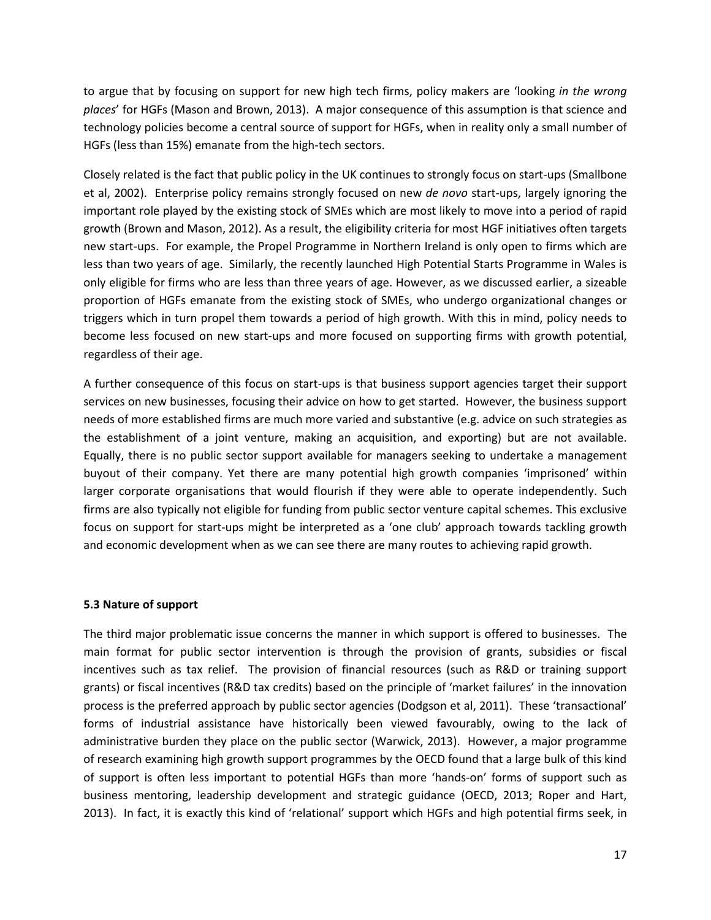to argue that by focusing on support for new high tech firms, policy makers are 'looking *in the wrong places*' for HGFs (Mason and Brown, 2013). A major consequence of this assumption is that science and technology policies become a central source of support for HGFs, when in reality only a small number of HGFs (less than 15%) emanate from the high-tech sectors.

Closely related is the fact that public policy in the UK continues to strongly focus on start-ups (Smallbone et al, 2002). Enterprise policy remains strongly focused on new *de novo* start-ups, largely ignoring the important role played by the existing stock of SMEs which are most likely to move into a period of rapid growth (Brown and Mason, 2012). As a result, the eligibility criteria for most HGF initiatives often targets new start-ups. For example, the Propel Programme in Northern Ireland is only open to firms which are less than two years of age. Similarly, the recently launched High Potential Starts Programme in Wales is only eligible for firms who are less than three years of age. However, as we discussed earlier, a sizeable proportion of HGFs emanate from the existing stock of SMEs, who undergo organizational changes or triggers which in turn propel them towards a period of high growth. With this in mind, policy needs to become less focused on new start-ups and more focused on supporting firms with growth potential, regardless of their age.

A further consequence of this focus on start-ups is that business support agencies target their support services on new businesses, focusing their advice on how to get started. However, the business support needs of more established firms are much more varied and substantive (e.g. advice on such strategies as the establishment of a joint venture, making an acquisition, and exporting) but are not available. Equally, there is no public sector support available for managers seeking to undertake a management buyout of their company. Yet there are many potential high growth companies 'imprisoned' within larger corporate organisations that would flourish if they were able to operate independently. Such firms are also typically not eligible for funding from public sector venture capital schemes. This exclusive focus on support for start-ups might be interpreted as a 'one club' approach towards tackling growth and economic development when as we can see there are many routes to achieving rapid growth.

### 5.3 Nature of support

The third major problematic issue concerns the manner in which support is offered to businesses. The main format for public sector intervention is through the provision of grants, subsidies or fiscal incentives such as tax relief. The provision of financial resources (such as R&D or training support grants) or fiscal incentives (R&D tax credits) based on the principle of 'market failures' in the innovation process is the preferred approach by public sector agencies (Dodgson et al, 2011). These 'transactional' forms of industrial assistance have historically been viewed favourably, owing to the lack of administrative burden they place on the public sector (Warwick, 2013). However, a major programme of research examining high growth support programmes by the OECD found that a large bulk of this kind of support is often less important to potential HGFs than more 'hands-on' forms of support such as business mentoring, leadership development and strategic guidance (OECD, 2013; Roper and Hart, 2013). In fact, it is exactly this kind of 'relational' support which HGFs and high potential firms seek, in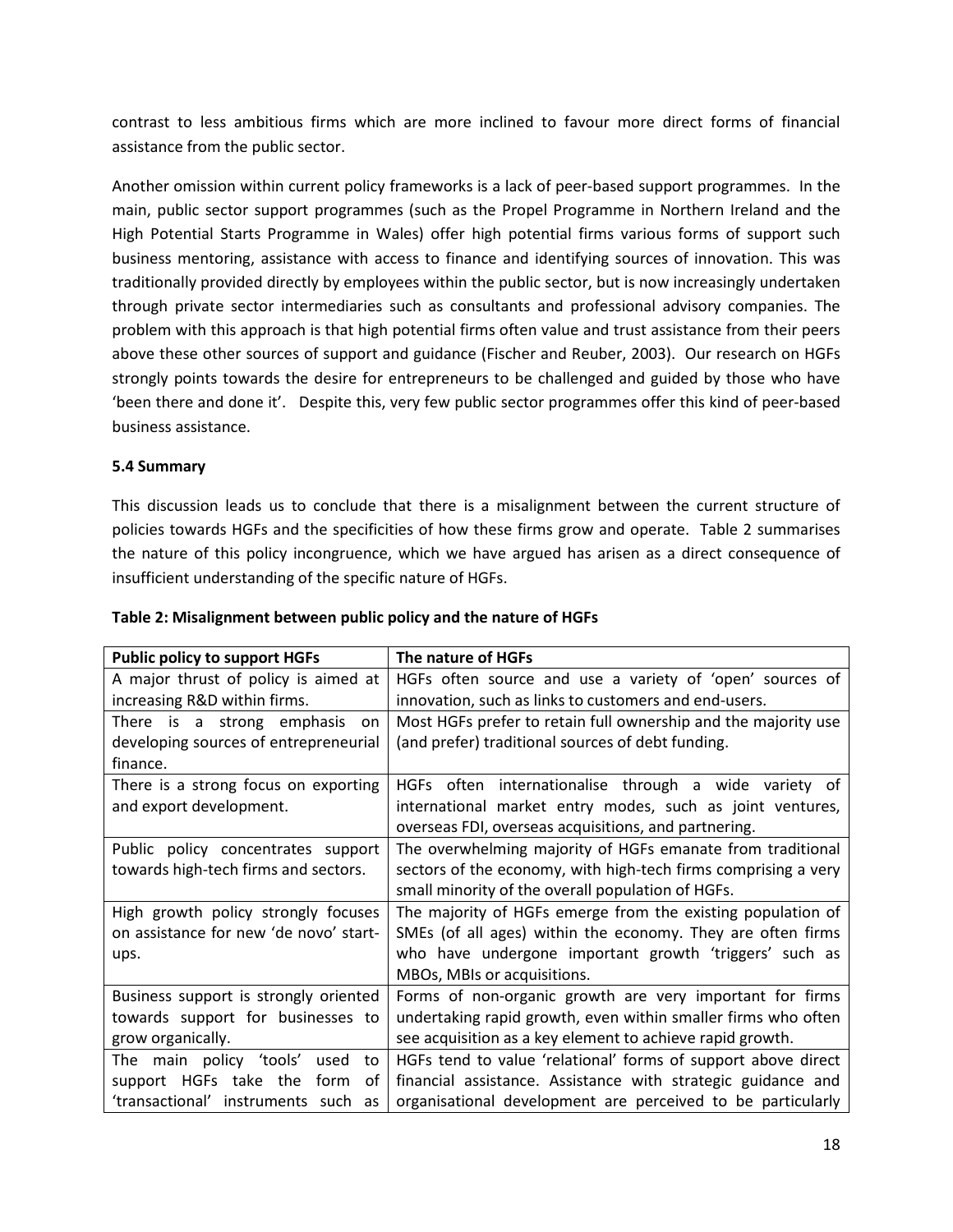contrast to less ambitious firms which are more inclined to favour more direct forms of financial assistance from the public sector.

Another omission within current policy frameworks is a lack of peer-based support programmes. In the main, public sector support programmes (such as the Propel Programme in Northern Ireland and the High Potential Starts Programme in Wales) offer high potential firms various forms of support such business mentoring, assistance with access to finance and identifying sources of innovation. This was traditionally provided directly by employees within the public sector, but is now increasingly undertaken through private sector intermediaries such as consultants and professional advisory companies. The problem with this approach is that high potential firms often value and trust assistance from their peers above these other sources of support and guidance (Fischer and Reuber, 2003). Our research on HGFs strongly points towards the desire for entrepreneurs to be challenged and guided by those who have 'been there and done it'. Despite this, very few public sector programmes offer this kind of peer-based business assistance.

### 5.4 Summary

This discussion leads us to conclude that there is a misalignment between the current structure of policies towards HGFs and the specificities of how these firms grow and operate. Table 2 summarises the nature of this policy incongruence, which we have argued has arisen as a direct consequence of insufficient understanding of the specific nature of HGFs.

**Table 2: Misalignment between public policy and the nature of HGFs**

| Public policy to support HGFs | The nature of HGFs |
|---|---|
| A major thrust of policy is aimed at increasing R&D within firms. | HGFs often source and use a variety of 'open' sources of innovation, such as links to customers and end-users. |
| There is a strong emphasis on developing sources of entrepreneurial finance. | Most HGFs prefer to retain full ownership and the majority use (and prefer) traditional sources of debt funding. |
| There is a strong focus on exporting and export development. | HGFs often internationalise through a wide variety of international market entry modes, such as joint ventures, overseas FDI, overseas acquisitions, and partnering. |
| Public policy concentrates support towards high-tech firms and sectors. | The overwhelming majority of HGFs emanate from traditional sectors of the economy, with high-tech firms comprising a very small minority of the overall population of HGFs. |
| High growth policy strongly focuses on assistance for new 'de novo' start-ups. | The majority of HGFs emerge from the existing population of SMEs (of all ages) within the economy. They are often firms who have undergone important growth 'triggers' such as MBOs, MBIs or acquisitions. |
| Business support is strongly oriented towards support for businesses to grow organically. | Forms of non-organic growth are very important for firms undertaking rapid growth, even within smaller firms who often see acquisition as a key element to achieve rapid growth. |
| The main policy 'tools' used to support HGFs take the form of 'transactional' instruments such as | HGFs tend to value 'relational' forms of support above direct financial assistance. Assistance with strategic guidance and organisational development are perceived to be particularly |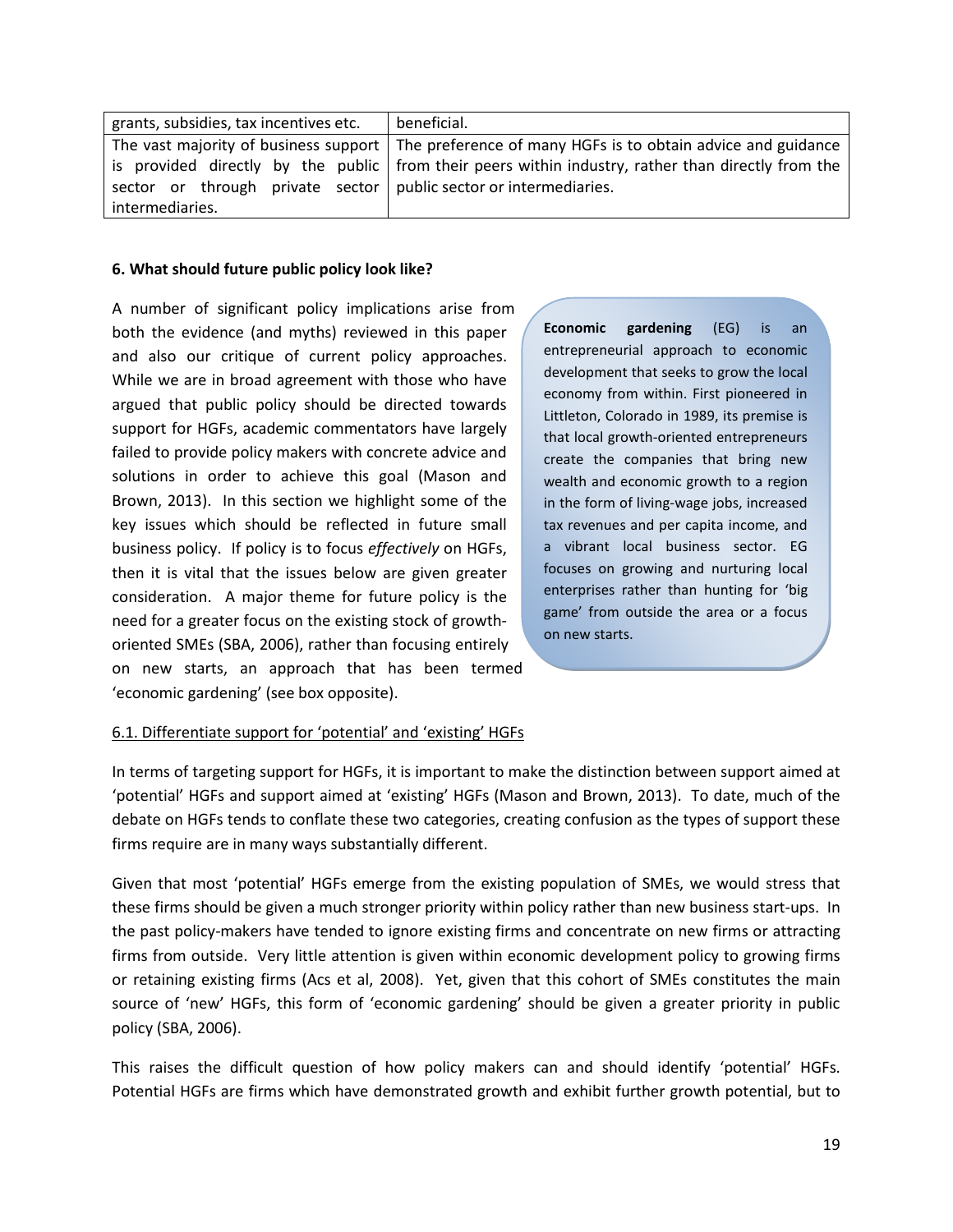| grants, subsidies, tax incentives etc. | beneficial. |
|---|---|
| The vast majority of business support is provided directly by the public sector or through private sector intermediaries. | The preference of many HGFs is to obtain advice and guidance from their peers within industry, rather than directly from the public sector or intermediaries. |

**6. What should future public policy look like?**

A number of significant policy implications arise from both the evidence (and myths) reviewed in this paper and also our critique of current policy approaches. While we are in broad agreement with those who have argued that public policy should be directed towards support for HGFs, academic commentators have largely failed to provide policy makers with concrete advice and solutions in order to achieve this goal (Mason and Brown, 2013). In this section we highlight some of the key issues which should be reflected in future small business policy. If policy is to focus *effectively* on HGFs, then it is vital that the issues below are given greater consideration. A major theme for future policy is the need for a greater focus on the existing stock of growth-oriented SMEs (SBA, 2006), rather than focusing entirely on new starts, an approach that has been termed 'economic gardening' (see box opposite).

**Economic gardening** (EG) is an entrepreneurial approach to economic development that seeks to grow the local economy from within. First pioneered in Littleton, Colorado in 1989, its premise is that local growth-oriented entrepreneurs create the companies that bring new wealth and economic growth to a region in the form of living-wage jobs, increased tax revenues and per capita income, and a vibrant local business sector. EG focuses on growing and nurturing local enterprises rather than hunting for 'big game' from outside the area or a focus on new starts.

6.1. Differentiate support for 'potential' and 'existing' HGFs

In terms of targeting support for HGFs, it is important to make the distinction between support aimed at 'potential' HGFs and support aimed at 'existing' HGFs (Mason and Brown, 2013). To date, much of the debate on HGFs tends to conflate these two categories, creating confusion as the types of support these firms require are in many ways substantially different.

Given that most 'potential' HGFs emerge from the existing population of SMEs, we would stress that these firms should be given a much stronger priority within policy rather than new business start-ups. In the past policy-makers have tended to ignore existing firms and concentrate on new firms or attracting firms from outside. Very little attention is given within economic development policy to growing firms or retaining existing firms (Acs et al, 2008). Yet, given that this cohort of SMEs constitutes the main source of 'new' HGFs, this form of 'economic gardening' should be given a greater priority in public policy (SBA, 2006).

This raises the difficult question of how policy makers can and should identify 'potential' HGFs. Potential HGFs are firms which have demonstrated growth and exhibit further growth potential, but to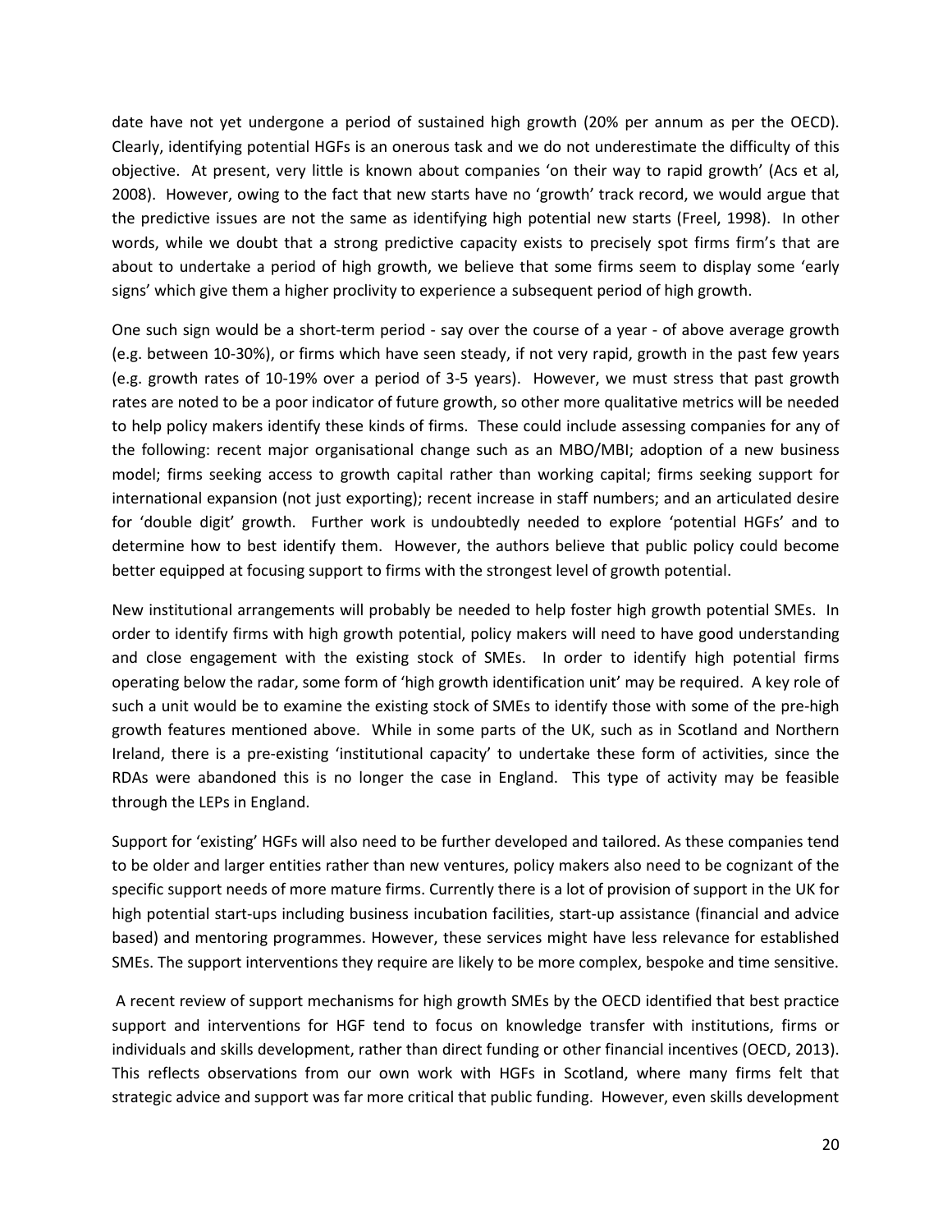date have not yet undergone a period of sustained high growth (20% per annum as per the OECD). Clearly, identifying potential HGFs is an onerous task and we do not underestimate the difficulty of this objective. At present, very little is known about companies 'on their way to rapid growth' (Acs et al, 2008). However, owing to the fact that new starts have no 'growth' track record, we would argue that the predictive issues are not the same as identifying high potential new starts (Freel, 1998). In other words, while we doubt that a strong predictive capacity exists to precisely spot firms firm's that are about to undertake a period of high growth, we believe that some firms seem to display some 'early signs' which give them a higher proclivity to experience a subsequent period of high growth.

One such sign would be a short-term period - say over the course of a year - of above average growth (e.g. between 10-30%), or firms which have seen steady, if not very rapid, growth in the past few years (e.g. growth rates of 10-19% over a period of 3-5 years). However, we must stress that past growth rates are noted to be a poor indicator of future growth, so other more qualitative metrics will be needed to help policy makers identify these kinds of firms. These could include assessing companies for any of the following: recent major organisational change such as an MBO/MBI; adoption of a new business model; firms seeking access to growth capital rather than working capital; firms seeking support for international expansion (not just exporting); recent increase in staff numbers; and an articulated desire for 'double digit' growth. Further work is undoubtedly needed to explore 'potential HGFs' and to determine how to best identify them. However, the authors believe that public policy could become better equipped at focusing support to firms with the strongest level of growth potential.

New institutional arrangements will probably be needed to help foster high growth potential SMEs. In order to identify firms with high growth potential, policy makers will need to have good understanding and close engagement with the existing stock of SMEs. In order to identify high potential firms operating below the radar, some form of 'high growth identification unit' may be required. A key role of such a unit would be to examine the existing stock of SMEs to identify those with some of the pre-high growth features mentioned above. While in some parts of the UK, such as in Scotland and Northern Ireland, there is a pre-existing 'institutional capacity' to undertake these form of activities, since the RDAs were abandoned this is no longer the case in England. This type of activity may be feasible through the LEPs in England.

Support for 'existing' HGFs will also need to be further developed and tailored. As these companies tend to be older and larger entities rather than new ventures, policy makers also need to be cognizant of the specific support needs of more mature firms. Currently there is a lot of provision of support in the UK for high potential start-ups including business incubation facilities, start-up assistance (financial and advice based) and mentoring programmes. However, these services might have less relevance for established SMEs. The support interventions they require are likely to be more complex, bespoke and time sensitive.

A recent review of support mechanisms for high growth SMEs by the OECD identified that best practice support and interventions for HGF tend to focus on knowledge transfer with institutions, firms or individuals and skills development, rather than direct funding or other financial incentives (OECD, 2013). This reflects observations from our own work with HGFs in Scotland, where many firms felt that strategic advice and support was far more critical that public funding. However, even skills development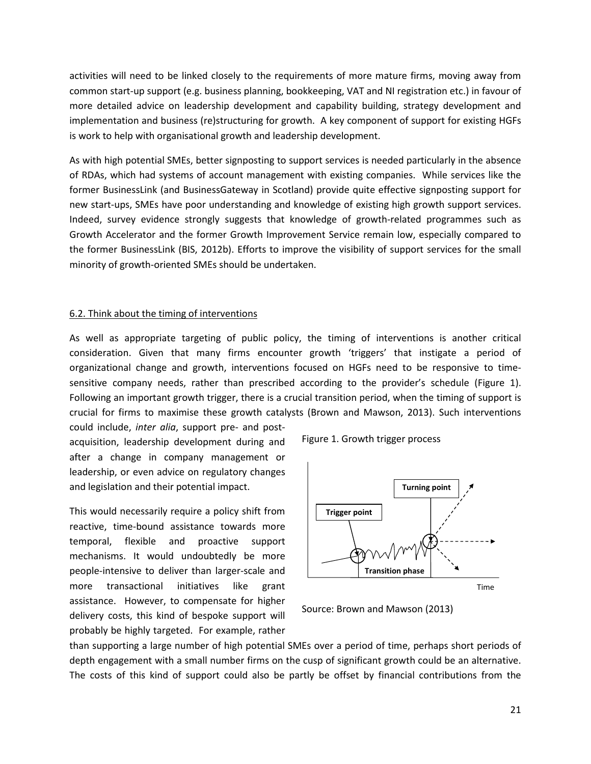activities will need to be linked closely to the requirements of more mature firms, moving away from common start-up support (e.g. business planning, bookkeeping, VAT and NI registration etc.) in favour of more detailed advice on leadership development and capability building, strategy development and implementation and business (re)structuring for growth. A key component of support for existing HGFs is work to help with organisational growth and leadership development.

As with high potential SMEs, better signposting to support services is needed particularly in the absence of RDAs, which had systems of account management with existing companies. While services like the former BusinessLink (and BusinessGateway in Scotland) provide quite effective signposting support for new start-ups, SMEs have poor understanding and knowledge of existing high growth support services. Indeed, survey evidence strongly suggests that knowledge of growth-related programmes such as Growth Accelerator and the former Growth Improvement Service remain low, especially compared to the former BusinessLink (BIS, 2012b). Efforts to improve the visibility of support services for the small minority of growth-oriented SMEs should be undertaken.

## 6.2. Think about the timing of interventions

As well as appropriate targeting of public policy, the timing of interventions is another critical consideration. Given that many firms encounter growth 'triggers' that instigate a period of organizational change and growth, interventions focused on HGFs need to be responsive to time-sensitive company needs, rather than prescribed according to the provider's schedule (Figure 1). Following an important growth trigger, there is a crucial transition period, when the timing of support is crucial for firms to maximise these growth catalysts (Brown and Mawson, 2013). Such interventions could include, *inter alia*, support pre- and post-acquisition, leadership development during and after a change in company management or leadership, or even advice on regulatory changes and legislation and their potential impact.

Figure 1. Growth trigger process

Source: Brown and Mawson (2013)

This would necessarily require a policy shift from reactive, time-bound assistance towards more temporal, flexible and proactive support mechanisms. It would undoubtedly be more people-intensive to deliver than larger-scale and more transactional initiatives like grant assistance. However, to compensate for higher delivery costs, this kind of bespoke support will probably be highly targeted. For example, rather than supporting a large number of high potential SMEs over a period of time, perhaps short periods of depth engagement with a small number firms on the cusp of significant growth could be an alternative. The costs of this kind of support could also be partly be offset by financial contributions from the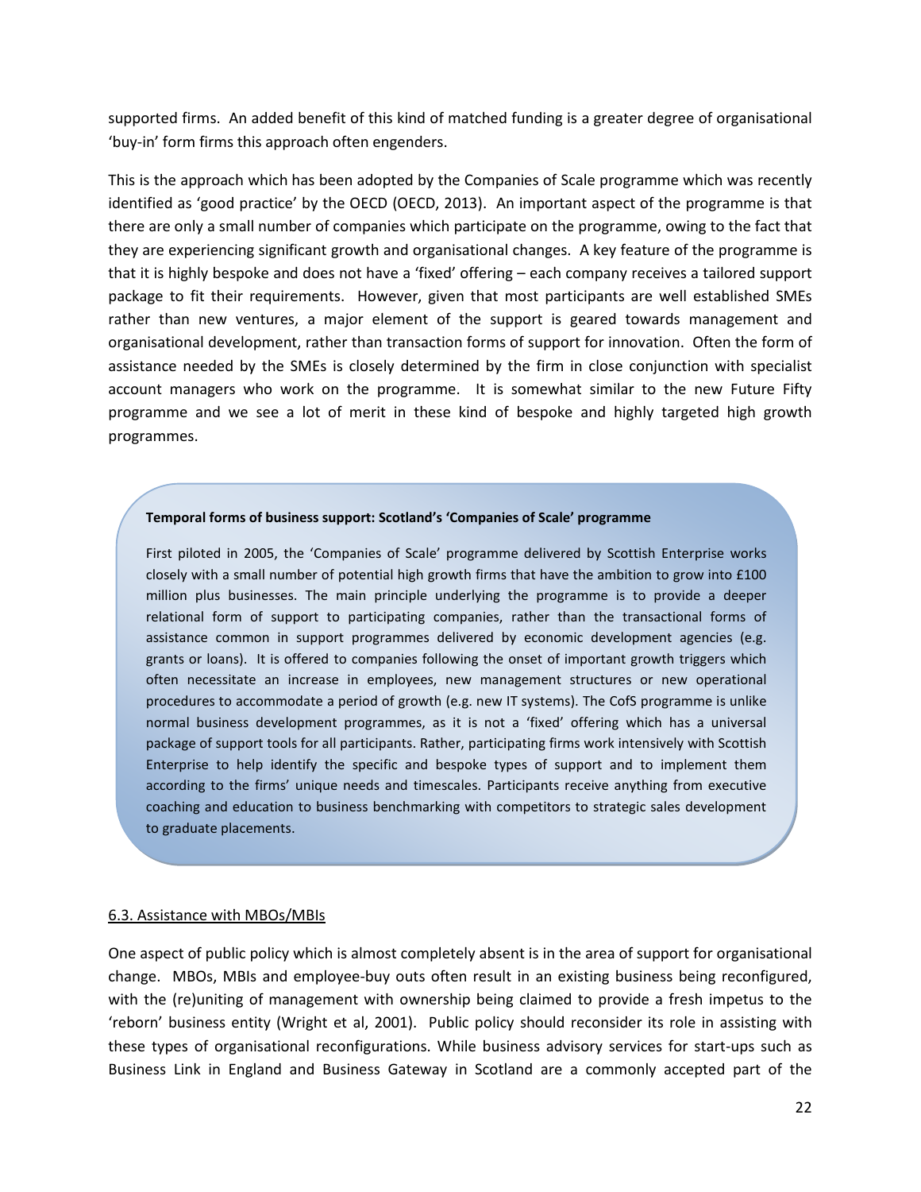supported firms. An added benefit of this kind of matched funding is a greater degree of organisational 'buy-in' form firms this approach often engenders.

This is the approach which has been adopted by the Companies of Scale programme which was recently identified as 'good practice' by the OECD (OECD, 2013). An important aspect of the programme is that there are only a small number of companies which participate on the programme, owing to the fact that they are experiencing significant growth and organisational changes. A key feature of the programme is that it is highly bespoke and does not have a 'fixed' offering – each company receives a tailored support package to fit their requirements. However, given that most participants are well established SMEs rather than new ventures, a major element of the support is geared towards management and organisational development, rather than transaction forms of support for innovation. Often the form of assistance needed by the SMEs is closely determined by the firm in close conjunction with specialist account managers who work on the programme. It is somewhat similar to the new Future Fifty programme and we see a lot of merit in these kind of bespoke and highly targeted high growth programmes.

**Temporal forms of business support: Scotland's 'Companies of Scale' programme**

First piloted in 2005, the 'Companies of Scale' programme delivered by Scottish Enterprise works closely with a small number of potential high growth firms that have the ambition to grow into £100 million plus businesses. The main principle underlying the programme is to provide a deeper relational form of support to participating companies, rather than the transactional forms of assistance common in support programmes delivered by economic development agencies (e.g. grants or loans). It is offered to companies following the onset of important growth triggers which often necessitate an increase in employees, new management structures or new operational procedures to accommodate a period of growth (e.g. new IT systems). The CofS programme is unlike normal business development programmes, as it is not a 'fixed' offering which has a universal package of support tools for all participants. Rather, participating firms work intensively with Scottish Enterprise to help identify the specific and bespoke types of support and to implement them according to the firms' unique needs and timescales. Participants receive anything from executive coaching and education to business benchmarking with competitors to strategic sales development to graduate placements.

### 6.3. Assistance with MBOs/MBIs

One aspect of public policy which is almost completely absent is in the area of support for organisational change. MBOs, MBIs and employee-buy outs often result in an existing business being reconfigured, with the (re)uniting of management with ownership being claimed to provide a fresh impetus to the 'reborn' business entity (Wright et al, 2001). Public policy should reconsider its role in assisting with these types of organisational reconfigurations. While business advisory services for start-ups such as Business Link in England and Business Gateway in Scotland are a commonly accepted part of the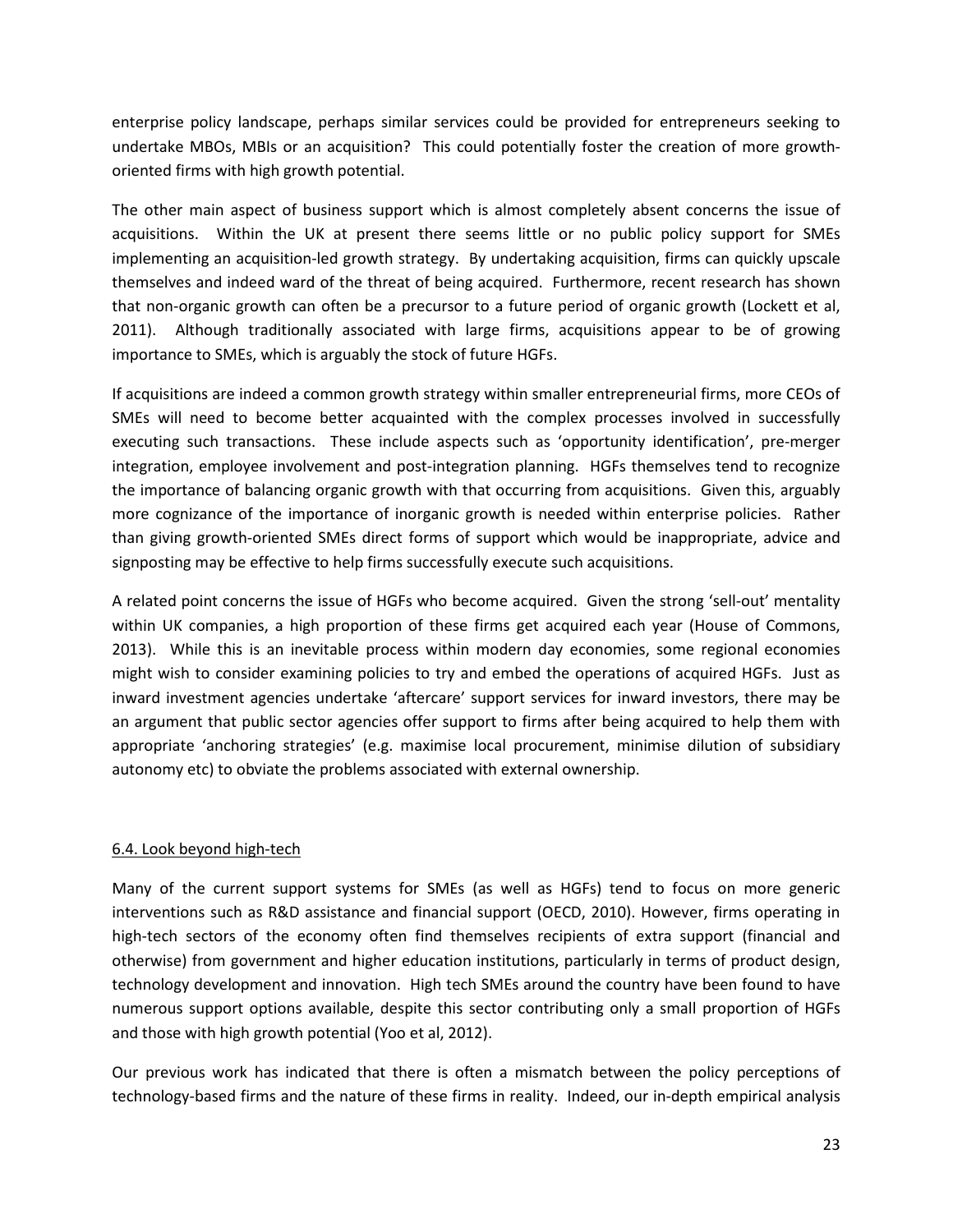enterprise policy landscape, perhaps similar services could be provided for entrepreneurs seeking to undertake MBOs, MBIs or an acquisition? This could potentially foster the creation of more growth-oriented firms with high growth potential.

The other main aspect of business support which is almost completely absent concerns the issue of acquisitions. Within the UK at present there seems little or no public policy support for SMEs implementing an acquisition-led growth strategy. By undertaking acquisition, firms can quickly upscale themselves and indeed ward of the threat of being acquired. Furthermore, recent research has shown that non-organic growth can often be a precursor to a future period of organic growth (Lockett et al, 2011). Although traditionally associated with large firms, acquisitions appear to be of growing importance to SMEs, which is arguably the stock of future HGFs.

If acquisitions are indeed a common growth strategy within smaller entrepreneurial firms, more CEOs of SMEs will need to become better acquainted with the complex processes involved in successfully executing such transactions. These include aspects such as 'opportunity identification', pre-merger integration, employee involvement and post-integration planning. HGFs themselves tend to recognize the importance of balancing organic growth with that occurring from acquisitions. Given this, arguably more cognizance of the importance of inorganic growth is needed within enterprise policies. Rather than giving growth-oriented SMEs direct forms of support which would be inappropriate, advice and signposting may be effective to help firms successfully execute such acquisitions.

A related point concerns the issue of HGFs who become acquired. Given the strong 'sell-out' mentality within UK companies, a high proportion of these firms get acquired each year (House of Commons, 2013). While this is an inevitable process within modern day economies, some regional economies might wish to consider examining policies to try and embed the operations of acquired HGFs. Just as inward investment agencies undertake 'aftercare' support services for inward investors, there may be an argument that public sector agencies offer support to firms after being acquired to help them with appropriate 'anchoring strategies' (e.g. maximise local procurement, minimise dilution of subsidiary autonomy etc) to obviate the problems associated with external ownership.

## 6.4. Look beyond high-tech

Many of the current support systems for SMEs (as well as HGFs) tend to focus on more generic interventions such as R&D assistance and financial support (OECD, 2010). However, firms operating in high-tech sectors of the economy often find themselves recipients of extra support (financial and otherwise) from government and higher education institutions, particularly in terms of product design, technology development and innovation. High tech SMEs around the country have been found to have numerous support options available, despite this sector contributing only a small proportion of HGFs and those with high growth potential (Yoo et al, 2012).

Our previous work has indicated that there is often a mismatch between the policy perceptions of technology-based firms and the nature of these firms in reality. Indeed, our in-depth empirical analysis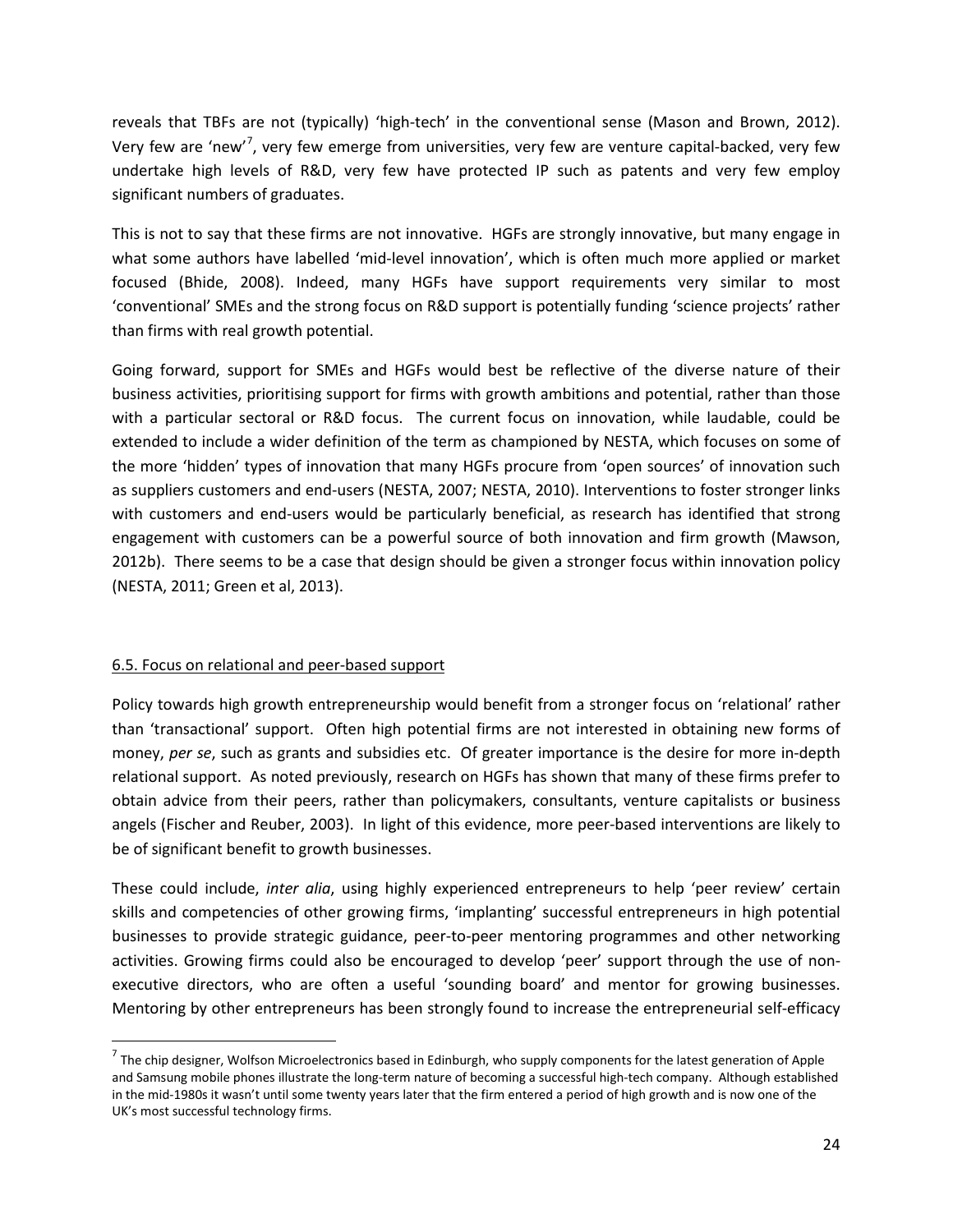reveals that TBFs are not (typically) 'high-tech' in the conventional sense (Mason and Brown, 2012). Very few are 'new'[7], very few emerge from universities, very few are venture capital-backed, very few undertake high levels of R&D, very few have protected IP such as patents and very few employ significant numbers of graduates.

This is not to say that these firms are not innovative. HGFs are strongly innovative, but many engage in what some authors have labelled 'mid-level innovation', which is often much more applied or market focused (Bhide, 2008). Indeed, many HGFs have support requirements very similar to most 'conventional' SMEs and the strong focus on R&D support is potentially funding 'science projects' rather than firms with real growth potential.

Going forward, support for SMEs and HGFs would best be reflective of the diverse nature of their business activities, prioritising support for firms with growth ambitions and potential, rather than those with a particular sectoral or R&D focus. The current focus on innovation, while laudable, could be extended to include a wider definition of the term as championed by NESTA, which focuses on some of the more 'hidden' types of innovation that many HGFs procure from 'open sources' of innovation such as suppliers customers and end-users (NESTA, 2007; NESTA, 2010). Interventions to foster stronger links with customers and end-users would be particularly beneficial, as research has identified that strong engagement with customers can be a powerful source of both innovation and firm growth (Mawson, 2012b). There seems to be a case that design should be given a stronger focus within innovation policy (NESTA, 2011; Green et al, 2013).

### 6.5. Focus on relational and peer-based support

Policy towards high growth entrepreneurship would benefit from a stronger focus on 'relational' rather than 'transactional' support. Often high potential firms are not interested in obtaining new forms of money, *per se*, such as grants and subsidies etc. Of greater importance is the desire for more in-depth relational support. As noted previously, research on HGFs has shown that many of these firms prefer to obtain advice from their peers, rather than policymakers, consultants, venture capitalists or business angels (Fischer and Reuber, 2003). In light of this evidence, more peer-based interventions are likely to be of significant benefit to growth businesses.

These could include, *inter alia*, using highly experienced entrepreneurs to help 'peer review' certain skills and competencies of other growing firms, 'implanting' successful entrepreneurs in high potential businesses to provide strategic guidance, peer-to-peer mentoring programmes and other networking activities. Growing firms could also be encouraged to develop 'peer' support through the use of non-executive directors, who are often a useful 'sounding board' and mentor for growing businesses. Mentoring by other entrepreneurs has been strongly found to increase the entrepreneurial self-efficacy

---

[7] The chip designer, Wolfson Microelectronics based in Edinburgh, who supply components for the latest generation of Apple and Samsung mobile phones illustrate the long-term nature of becoming a successful high-tech company. Although established in the mid-1980s it wasn't until some twenty years later that the firm entered a period of high growth and is now one of the UK's most successful technology firms.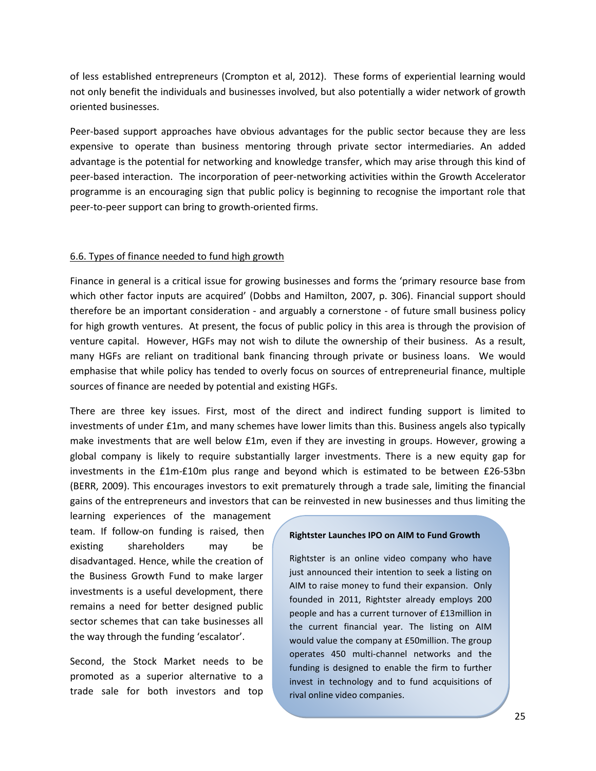of less established entrepreneurs (Crompton et al, 2012). These forms of experiential learning would not only benefit the individuals and businesses involved, but also potentially a wider network of growth oriented businesses.

Peer-based support approaches have obvious advantages for the public sector because they are less expensive to operate than business mentoring through private sector intermediaries. An added advantage is the potential for networking and knowledge transfer, which may arise through this kind of peer-based interaction. The incorporation of peer-networking activities within the Growth Accelerator programme is an encouraging sign that public policy is beginning to recognise the important role that peer-to-peer support can bring to growth-oriented firms.

## 6.6. Types of finance needed to fund high growth

Finance in general is a critical issue for growing businesses and forms the 'primary resource base from which other factor inputs are acquired' (Dobbs and Hamilton, 2007, p. 306). Financial support should therefore be an important consideration - and arguably a cornerstone - of future small business policy for high growth ventures. At present, the focus of public policy in this area is through the provision of venture capital. However, HGFs may not wish to dilute the ownership of their business. As a result, many HGFs are reliant on traditional bank financing through private or business loans. We would emphasise that while policy has tended to overly focus on sources of entrepreneurial finance, multiple sources of finance are needed by potential and existing HGFs.

There are three key issues. First, most of the direct and indirect funding support is limited to investments of under £1m, and many schemes have lower limits than this. Business angels also typically make investments that are well below £1m, even if they are investing in groups. However, growing a global company is likely to require substantially larger investments. There is a new equity gap for investments in the £1m-£10m plus range and beyond which is estimated to be between £26-53bn (BERR, 2009). This encourages investors to exit prematurely through a trade sale, limiting the financial gains of the entrepreneurs and investors that can be reinvested in new businesses and thus limiting the learning experiences of the management team. If follow-on funding is raised, then existing shareholders may be disadvantaged. Hence, while the creation of the Business Growth Fund to make larger investments is a useful development, there remains a need for better designed public sector schemes that can take businesses all the way through the funding 'escalator'.

Second, the Stock Market needs to be promoted as a superior alternative to a trade sale for both investors and top

**Rightster Launches IPO on AIM to Fund Growth**

Rightster is an online video company who have just announced their intention to seek a listing on AIM to raise money to fund their expansion. Only founded in 2011, Rightster already employs 200 people and has a current turnover of £13million in the current financial year. The listing on AIM would value the company at £50million. The group operates 450 multi-channel networks and the funding is designed to enable the firm to further invest in technology and to fund acquisitions of rival online video companies.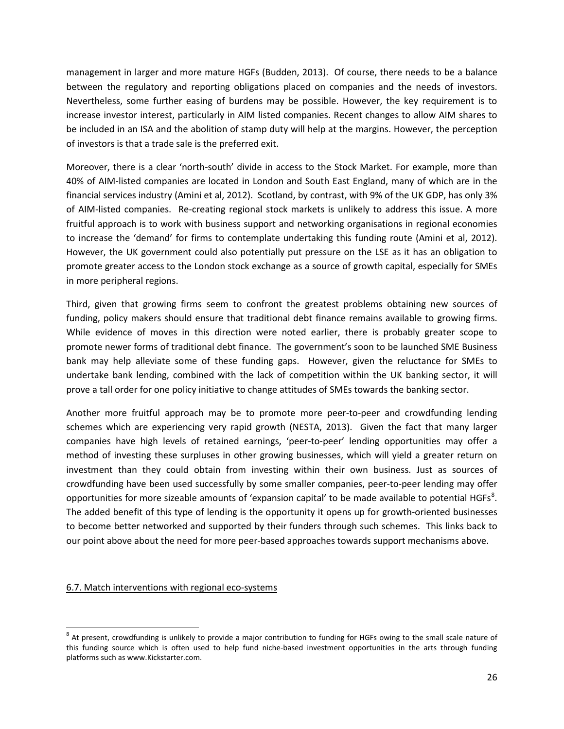management in larger and more mature HGFs (Budden, 2013). Of course, there needs to be a balance between the regulatory and reporting obligations placed on companies and the needs of investors. Nevertheless, some further easing of burdens may be possible. However, the key requirement is to increase investor interest, particularly in AIM listed companies. Recent changes to allow AIM shares to be included in an ISA and the abolition of stamp duty will help at the margins. However, the perception of investors is that a trade sale is the preferred exit.

Moreover, there is a clear 'north-south' divide in access to the Stock Market. For example, more than 40% of AIM-listed companies are located in London and South East England, many of which are in the financial services industry (Amini et al, 2012). Scotland, by contrast, with 9% of the UK GDP, has only 3% of AIM-listed companies. Re-creating regional stock markets is unlikely to address this issue. A more fruitful approach is to work with business support and networking organisations in regional economies to increase the 'demand' for firms to contemplate undertaking this funding route (Amini et al, 2012). However, the UK government could also potentially put pressure on the LSE as it has an obligation to promote greater access to the London stock exchange as a source of growth capital, especially for SMEs in more peripheral regions.

Third, given that growing firms seem to confront the greatest problems obtaining new sources of funding, policy makers should ensure that traditional debt finance remains available to growing firms. While evidence of moves in this direction were noted earlier, there is probably greater scope to promote newer forms of traditional debt finance. The government's soon to be launched SME Business bank may help alleviate some of these funding gaps. However, given the reluctance for SMEs to undertake bank lending, combined with the lack of competition within the UK banking sector, it will prove a tall order for one policy initiative to change attitudes of SMEs towards the banking sector.

Another more fruitful approach may be to promote more peer-to-peer and crowdfunding lending schemes which are experiencing very rapid growth (NESTA, 2013). Given the fact that many larger companies have high levels of retained earnings, 'peer-to-peer' lending opportunities may offer a method of investing these surpluses in other growing businesses, which will yield a greater return on investment than they could obtain from investing within their own business. Just as sources of crowdfunding have been used successfully by some smaller companies, peer-to-peer lending may offer opportunities for more sizeable amounts of 'expansion capital' to be made available to potential HGFs[8]. The added benefit of this type of lending is the opportunity it opens up for growth-oriented businesses to become better networked and supported by their funders through such schemes. This links back to our point above about the need for more peer-based approaches towards support mechanisms above.

## 6.7. Match interventions with regional eco-systems

[8] At present, crowdfunding is unlikely to provide a major contribution to funding for HGFs owing to the small scale nature of this funding source which is often used to help fund niche-based investment opportunities in the arts through funding platforms such as www.Kickstarter.com.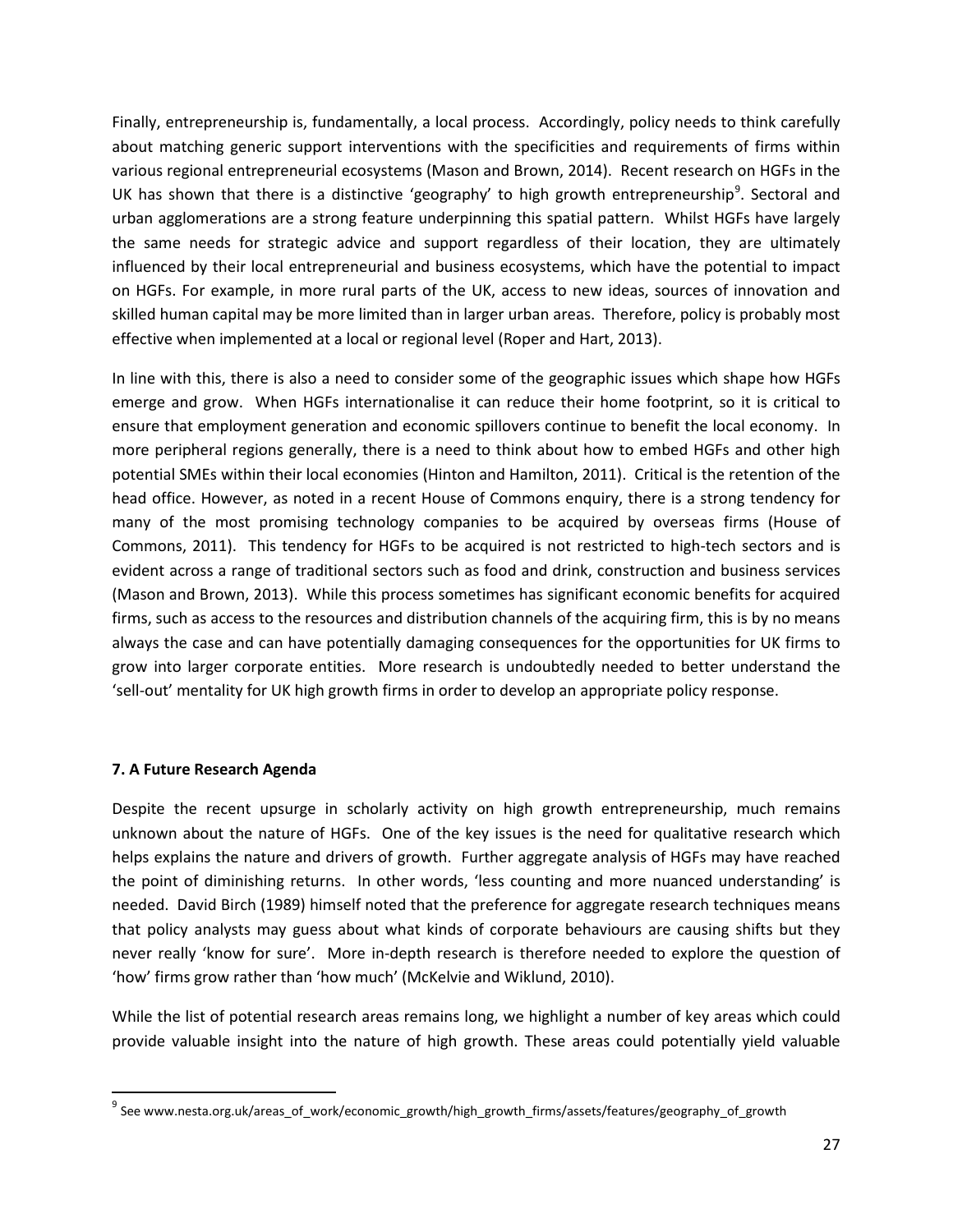Finally, entrepreneurship is, fundamentally, a local process. Accordingly, policy needs to think carefully about matching generic support interventions with the specificities and requirements of firms within various regional entrepreneurial ecosystems (Mason and Brown, 2014). Recent research on HGFs in the UK has shown that there is a distinctive 'geography' to high growth entrepreneurship[9]. Sectoral and urban agglomerations are a strong feature underpinning this spatial pattern. Whilst HGFs have largely the same needs for strategic advice and support regardless of their location, they are ultimately influenced by their local entrepreneurial and business ecosystems, which have the potential to impact on HGFs. For example, in more rural parts of the UK, access to new ideas, sources of innovation and skilled human capital may be more limited than in larger urban areas. Therefore, policy is probably most effective when implemented at a local or regional level (Roper and Hart, 2013).

In line with this, there is also a need to consider some of the geographic issues which shape how HGFs emerge and grow. When HGFs internationalise it can reduce their home footprint, so it is critical to ensure that employment generation and economic spillovers continue to benefit the local economy. In more peripheral regions generally, there is a need to think about how to embed HGFs and other high potential SMEs within their local economies (Hinton and Hamilton, 2011). Critical is the retention of the head office. However, as noted in a recent House of Commons enquiry, there is a strong tendency for many of the most promising technology companies to be acquired by overseas firms (House of Commons, 2011). This tendency for HGFs to be acquired is not restricted to high-tech sectors and is evident across a range of traditional sectors such as food and drink, construction and business services (Mason and Brown, 2013). While this process sometimes has significant economic benefits for acquired firms, such as access to the resources and distribution channels of the acquiring firm, this is by no means always the case and can have potentially damaging consequences for the opportunities for UK firms to grow into larger corporate entities. More research is undoubtedly needed to better understand the 'sell-out' mentality for UK high growth firms in order to develop an appropriate policy response.

## 7. A Future Research Agenda

Despite the recent upsurge in scholarly activity on high growth entrepreneurship, much remains unknown about the nature of HGFs. One of the key issues is the need for qualitative research which helps explains the nature and drivers of growth. Further aggregate analysis of HGFs may have reached the point of diminishing returns. In other words, 'less counting and more nuanced understanding' is needed. David Birch (1989) himself noted that the preference for aggregate research techniques means that policy analysts may guess about what kinds of corporate behaviours are causing shifts but they never really 'know for sure'. More in-depth research is therefore needed to explore the question of 'how' firms grow rather than 'how much' (McKelvie and Wiklund, 2010).

While the list of potential research areas remains long, we highlight a number of key areas which could provide valuable insight into the nature of high growth. These areas could potentially yield valuable

[9] See www.nesta.org.uk/areas_of_work/economic_growth/high_growth_firms/assets/features/geography_of_growth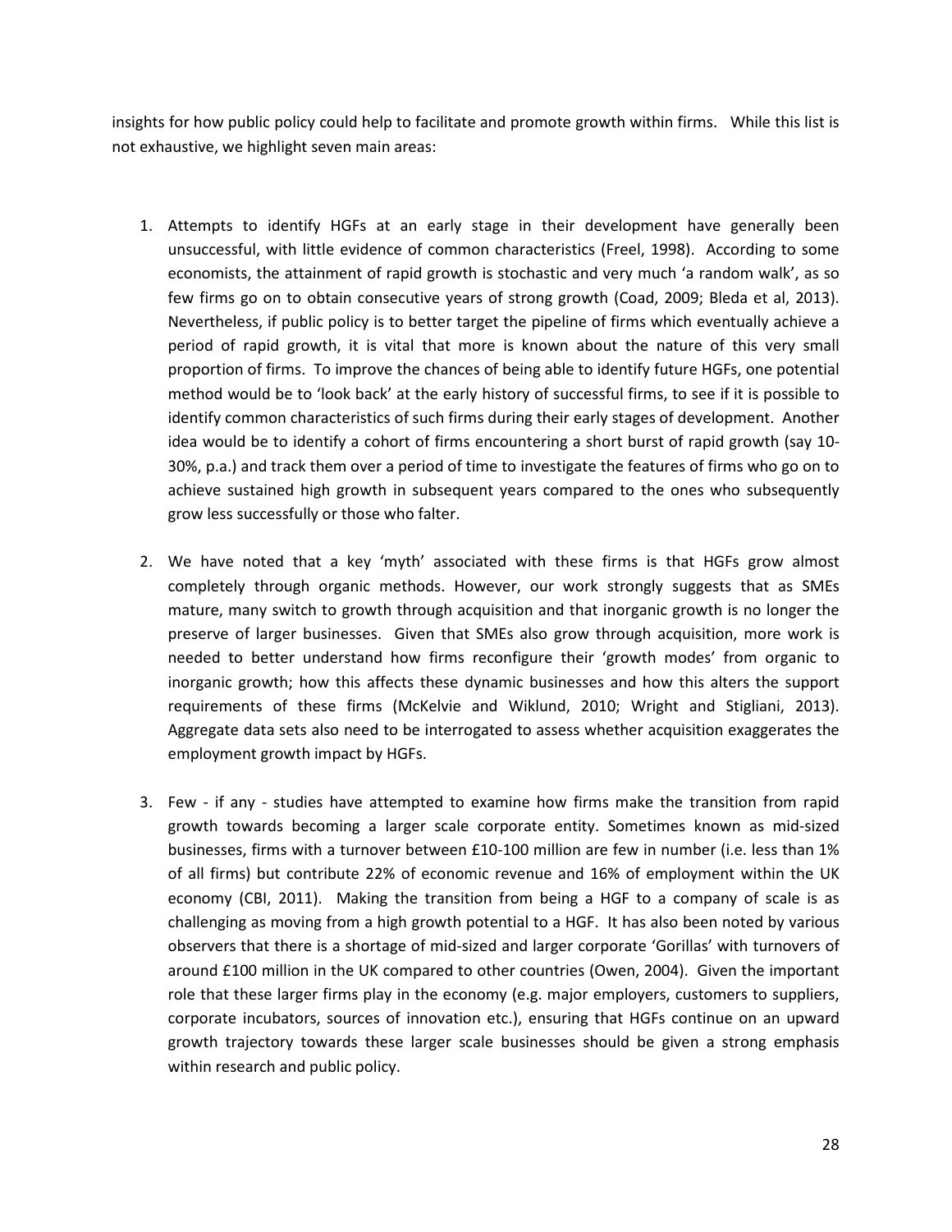insights for how public policy could help to facilitate and promote growth within firms. While this list is not exhaustive, we highlight seven main areas:

1. Attempts to identify HGFs at an early stage in their development have generally been unsuccessful, with little evidence of common characteristics (Freel, 1998). According to some economists, the attainment of rapid growth is stochastic and very much 'a random walk', as so few firms go on to obtain consecutive years of strong growth (Coad, 2009; Bleda et al, 2013). Nevertheless, if public policy is to better target the pipeline of firms which eventually achieve a period of rapid growth, it is vital that more is known about the nature of this very small proportion of firms. To improve the chances of being able to identify future HGFs, one potential method would be to 'look back' at the early history of successful firms, to see if it is possible to identify common characteristics of such firms during their early stages of development. Another idea would be to identify a cohort of firms encountering a short burst of rapid growth (say 10-30%, p.a.) and track them over a period of time to investigate the features of firms who go on to achieve sustained high growth in subsequent years compared to the ones who subsequently grow less successfully or those who falter.

2. We have noted that a key 'myth' associated with these firms is that HGFs grow almost completely through organic methods. However, our work strongly suggests that as SMEs mature, many switch to growth through acquisition and that inorganic growth is no longer the preserve of larger businesses. Given that SMEs also grow through acquisition, more work is needed to better understand how firms reconfigure their 'growth modes' from organic to inorganic growth; how this affects these dynamic businesses and how this alters the support requirements of these firms (McKelvie and Wiklund, 2010; Wright and Stigliani, 2013). Aggregate data sets also need to be interrogated to assess whether acquisition exaggerates the employment growth impact by HGFs.

3. Few - if any - studies have attempted to examine how firms make the transition from rapid growth towards becoming a larger scale corporate entity. Sometimes known as mid-sized businesses, firms with a turnover between £10-100 million are few in number (i.e. less than 1% of all firms) but contribute 22% of economic revenue and 16% of employment within the UK economy (CBI, 2011). Making the transition from being a HGF to a company of scale is as challenging as moving from a high growth potential to a HGF. It has also been noted by various observers that there is a shortage of mid-sized and larger corporate 'Gorillas' with turnovers of around £100 million in the UK compared to other countries (Owen, 2004). Given the important role that these larger firms play in the economy (e.g. major employers, customers to suppliers, corporate incubators, sources of innovation etc.), ensuring that HGFs continue on an upward growth trajectory towards these larger scale businesses should be given a strong emphasis within research and public policy.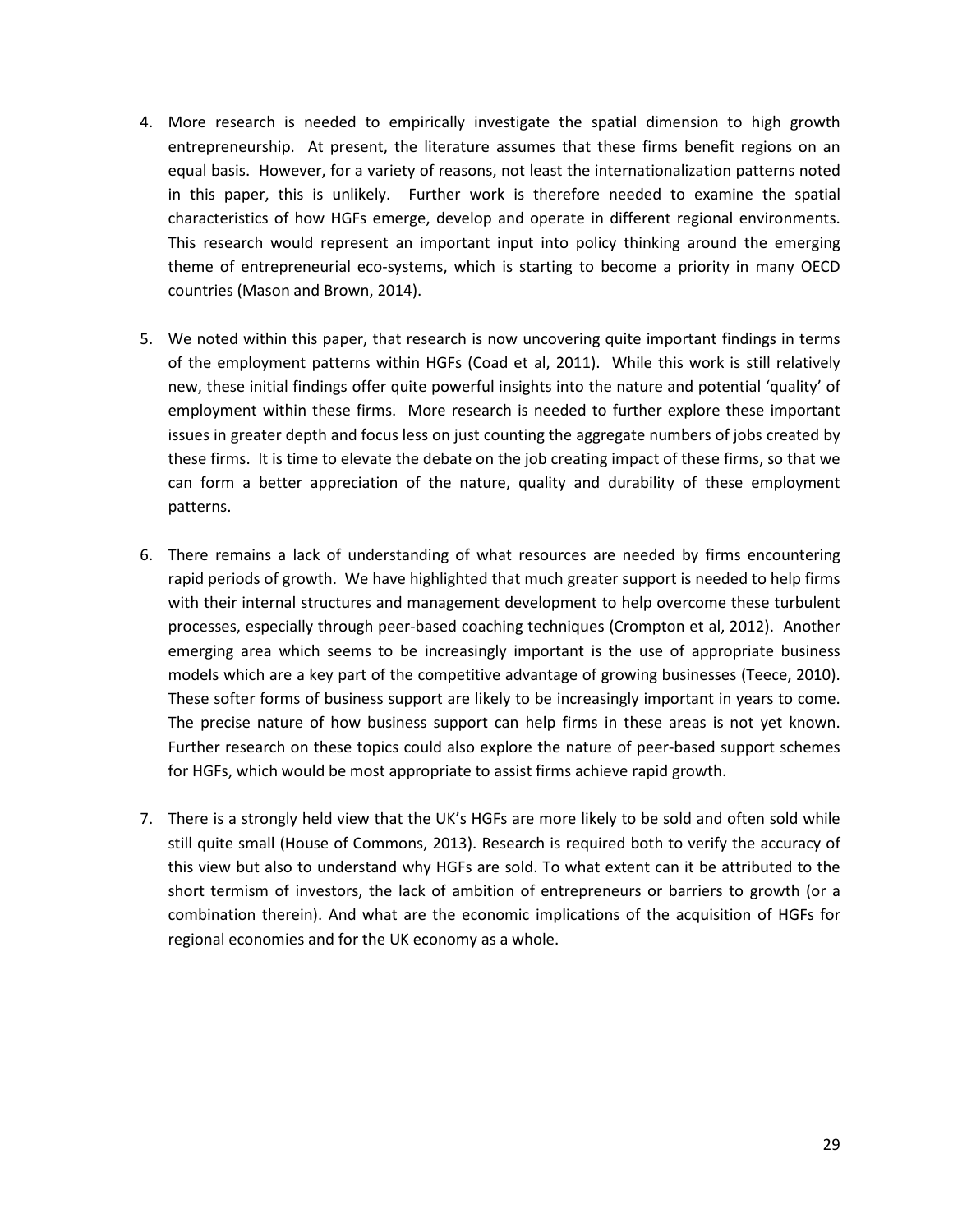4. More research is needed to empirically investigate the spatial dimension to high growth entrepreneurship. At present, the literature assumes that these firms benefit regions on an equal basis. However, for a variety of reasons, not least the internationalization patterns noted in this paper, this is unlikely. Further work is therefore needed to examine the spatial characteristics of how HGFs emerge, develop and operate in different regional environments. This research would represent an important input into policy thinking around the emerging theme of entrepreneurial eco-systems, which is starting to become a priority in many OECD countries (Mason and Brown, 2014).

5. We noted within this paper, that research is now uncovering quite important findings in terms of the employment patterns within HGFs (Coad et al, 2011). While this work is still relatively new, these initial findings offer quite powerful insights into the nature and potential 'quality' of employment within these firms. More research is needed to further explore these important issues in greater depth and focus less on just counting the aggregate numbers of jobs created by these firms. It is time to elevate the debate on the job creating impact of these firms, so that we can form a better appreciation of the nature, quality and durability of these employment patterns.

6. There remains a lack of understanding of what resources are needed by firms encountering rapid periods of growth. We have highlighted that much greater support is needed to help firms with their internal structures and management development to help overcome these turbulent processes, especially through peer-based coaching techniques (Crompton et al, 2012). Another emerging area which seems to be increasingly important is the use of appropriate business models which are a key part of the competitive advantage of growing businesses (Teece, 2010). These softer forms of business support are likely to be increasingly important in years to come. The precise nature of how business support can help firms in these areas is not yet known. Further research on these topics could also explore the nature of peer-based support schemes for HGFs, which would be most appropriate to assist firms achieve rapid growth.

7. There is a strongly held view that the UK's HGFs are more likely to be sold and often sold while still quite small (House of Commons, 2013). Research is required both to verify the accuracy of this view but also to understand why HGFs are sold. To what extent can it be attributed to the short termism of investors, the lack of ambition of entrepreneurs or barriers to growth (or a combination therein). And what are the economic implications of the acquisition of HGFs for regional economies and for the UK economy as a whole.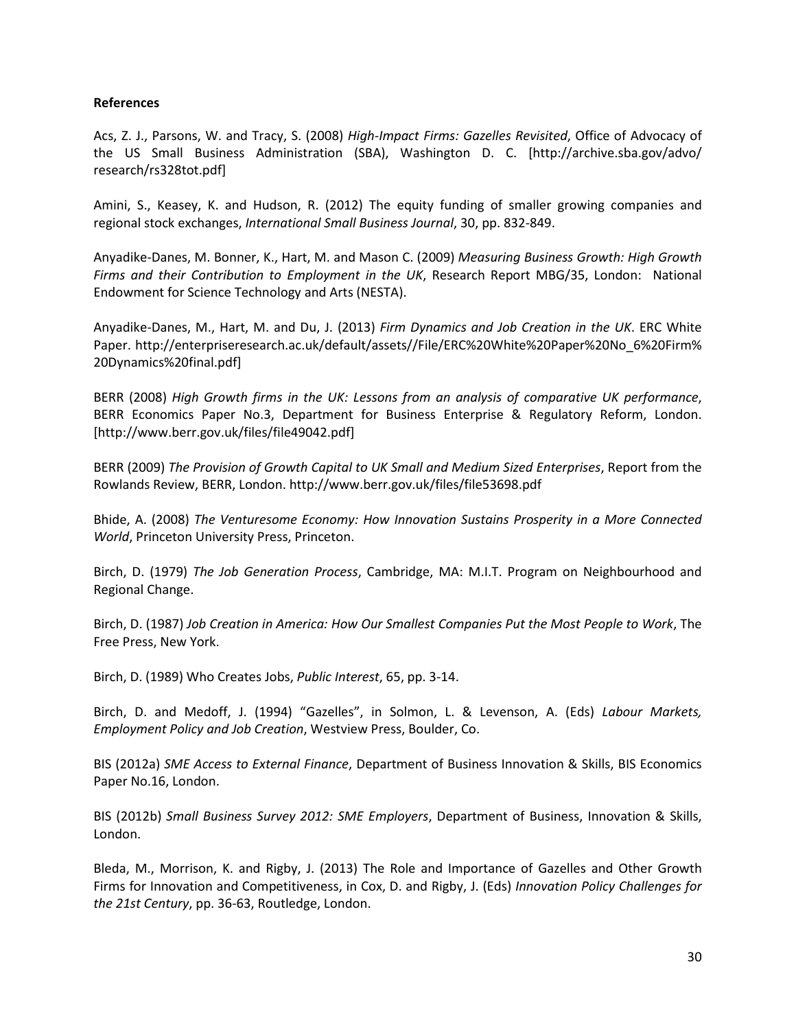**References**

Acs, Z. J., Parsons, W. and Tracy, S. (2008) *High-Impact Firms: Gazelles Revisited*, Office of Advocacy of the US Small Business Administration (SBA), Washington D. C. [http://archive.sba.gov/advo/research/rs328tot.pdf]

Amini, S., Keasey, K. and Hudson, R. (2012) The equity funding of smaller growing companies and regional stock exchanges, *International Small Business Journal*, 30, pp. 832-849.

Anyadike-Danes, M. Bonner, K., Hart, M. and Mason C. (2009) *Measuring Business Growth: High Growth Firms and their Contribution to Employment in the UK*, Research Report MBG/35, London: National Endowment for Science Technology and Arts (NESTA).

Anyadike-Danes, M., Hart, M. and Du, J. (2013) *Firm Dynamics and Job Creation in the UK*. ERC White Paper. http://enterpriseresearch.ac.uk/default/assets//File/ERC%20White%20Paper%20No_6%20Firm%20Dynamics%20final.pdf]

BERR (2008) *High Growth firms in the UK: Lessons from an analysis of comparative UK performance*, BERR Economics Paper No.3, Department for Business Enterprise & Regulatory Reform, London. [http://www.berr.gov.uk/files/file49042.pdf]

BERR (2009) *The Provision of Growth Capital to UK Small and Medium Sized Enterprises*, Report from the Rowlands Review, BERR, London. http://www.berr.gov.uk/files/file53698.pdf

Bhide, A. (2008) *The Venturesome Economy: How Innovation Sustains Prosperity in a More Connected World*, Princeton University Press, Princeton.

Birch, D. (1979) *The Job Generation Process*, Cambridge, MA: M.I.T. Program on Neighbourhood and Regional Change.

Birch, D. (1987) *Job Creation in America: How Our Smallest Companies Put the Most People to Work*, The Free Press, New York.

Birch, D. (1989) Who Creates Jobs, *Public Interest*, 65, pp. 3-14.

Birch, D. and Medoff, J. (1994) "Gazelles", in Solmon, L. & Levenson, A. (Eds) *Labour Markets, Employment Policy and Job Creation*, Westview Press, Boulder, Co.

BIS (2012a) *SME Access to External Finance*, Department of Business Innovation & Skills, BIS Economics Paper No.16, London.

BIS (2012b) *Small Business Survey 2012: SME Employers*, Department of Business, Innovation & Skills, London.

Bleda, M., Morrison, K. and Rigby, J. (2013) The Role and Importance of Gazelles and Other Growth Firms for Innovation and Competitiveness, in Cox, D. and Rigby, J. (Eds) *Innovation Policy Challenges for the 21st Century*, pp. 36-63, Routledge, London.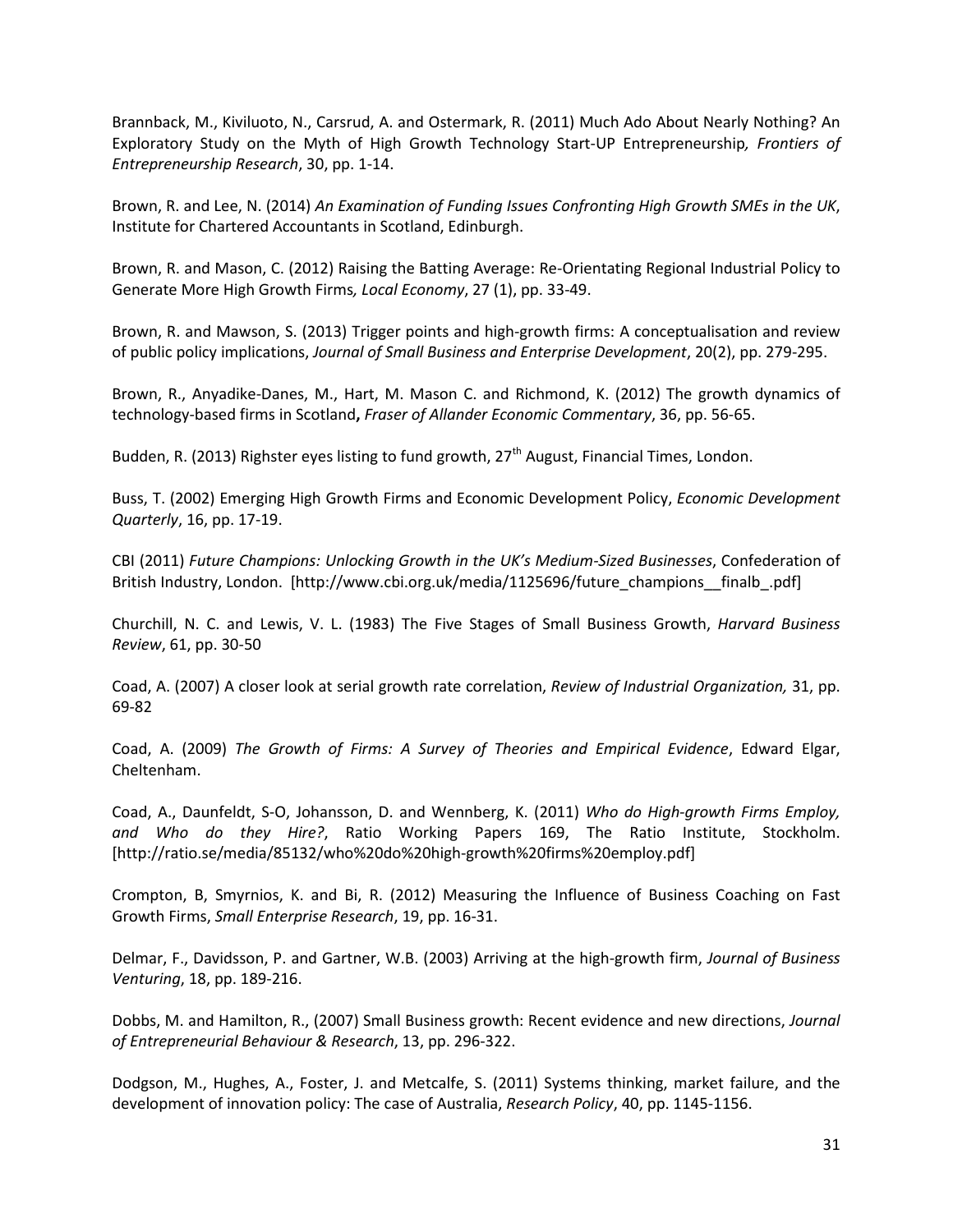Brannback, M., Kiviluoto, N., Carsrud, A. and Ostermark, R. (2011) Much Ado About Nearly Nothing? An Exploratory Study on the Myth of High Growth Technology Start-UP Entrepreneurship*, Frontiers of Entrepreneurship Research*, 30, pp. 1-14.

Brown, R. and Lee, N. (2014) *An Examination of Funding Issues Confronting High Growth SMEs in the UK*, Institute for Chartered Accountants in Scotland, Edinburgh.

Brown, R. and Mason, C. (2012) Raising the Batting Average: Re-Orientating Regional Industrial Policy to Generate More High Growth Firms*, Local Economy*, 27 (1), pp. 33-49.

Brown, R. and Mawson, S. (2013) Trigger points and high-growth firms: A conceptualisation and review of public policy implications, *Journal of Small Business and Enterprise Development*, 20(2), pp. 279-295.

Brown, R., Anyadike-Danes, M., Hart, M. Mason C. and Richmond, K. (2012) The growth dynamics of technology-based firms in Scotland**,** *Fraser of Allander Economic Commentary*, 36, pp. 56-65.

Budden, R. (2013) Righster eyes listing to fund growth, 27th August, Financial Times, London.

Buss, T. (2002) Emerging High Growth Firms and Economic Development Policy, *Economic Development Quarterly*, 16, pp. 17-19.

CBI (2011) *Future Champions: Unlocking Growth in the UK's Medium-Sized Businesses*, Confederation of British Industry, London. [http://www.cbi.org.uk/media/1125696/future_champions__finalb_.pdf]

Churchill, N. C. and Lewis, V. L. (1983) The Five Stages of Small Business Growth, *Harvard Business Review*, 61, pp. 30-50

Coad, A. (2007) A closer look at serial growth rate correlation, *Review of Industrial Organization,* 31, pp. 69-82

Coad, A. (2009) *The Growth of Firms: A Survey of Theories and Empirical Evidence*, Edward Elgar, Cheltenham.

Coad, A., Daunfeldt, S-O, Johansson, D. and Wennberg, K. (2011) *Who do High-growth Firms Employ, and Who do they Hire?*, Ratio Working Papers 169, The Ratio Institute, Stockholm. [http://ratio.se/media/85132/who%20do%20high-growth%20firms%20employ.pdf]

Crompton, B, Smyrnios, K. and Bi, R. (2012) Measuring the Influence of Business Coaching on Fast Growth Firms, *Small Enterprise Research*, 19, pp. 16-31.

Delmar, F., Davidsson, P. and Gartner, W.B. (2003) Arriving at the high-growth firm, *Journal of Business Venturing*, 18, pp. 189-216.

Dobbs, M. and Hamilton, R., (2007) Small Business growth: Recent evidence and new directions, *Journal of Entrepreneurial Behaviour & Research*, 13, pp. 296-322.

Dodgson, M., Hughes, A., Foster, J. and Metcalfe, S. (2011) Systems thinking, market failure, and the development of innovation policy: The case of Australia, *Research Policy*, 40, pp. 1145-1156.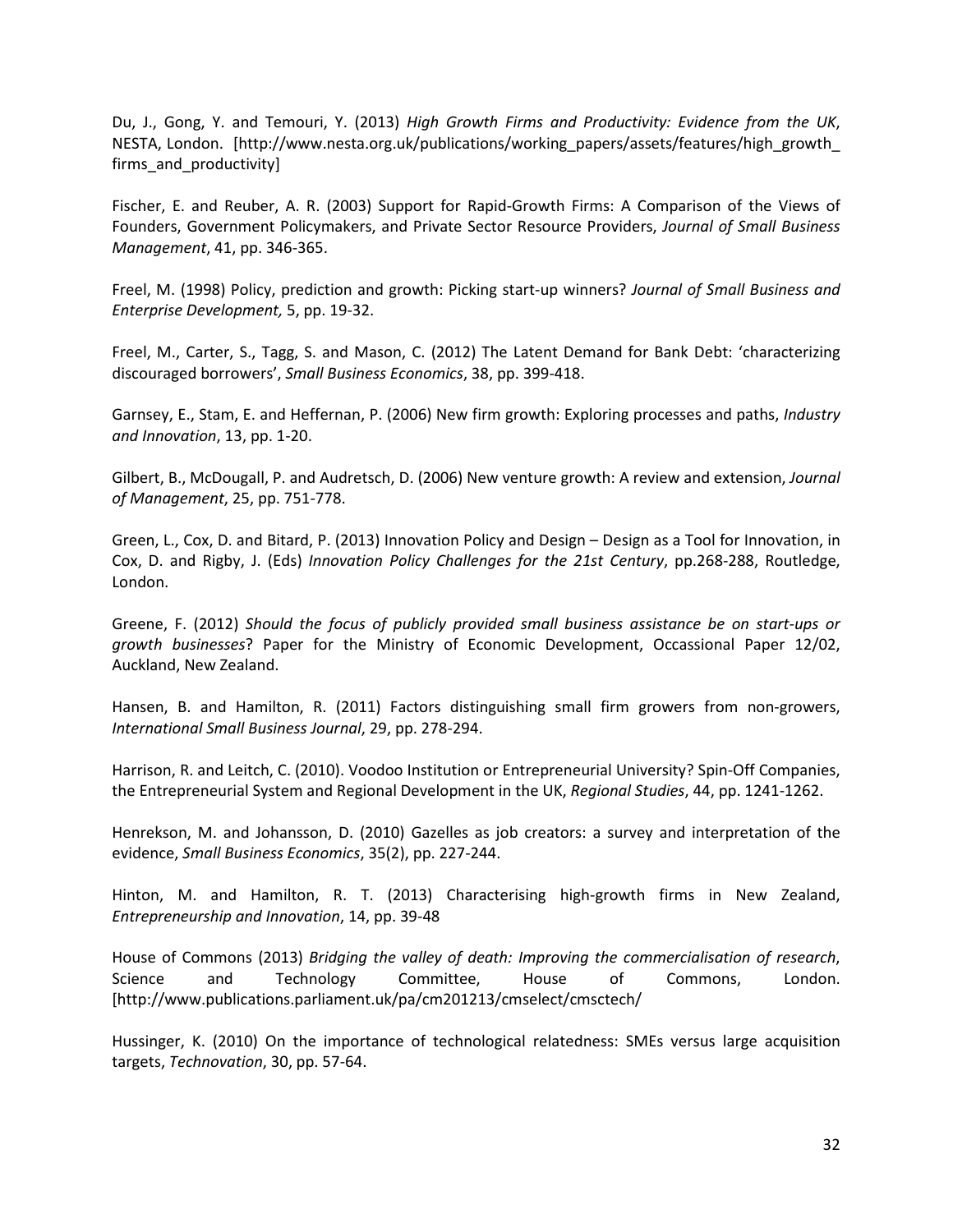Du, J., Gong, Y. and Temouri, Y. (2013) *High Growth Firms and Productivity: Evidence from the UK*, NESTA, London. [http://www.nesta.org.uk/publications/working_papers/assets/features/high_growth_firms_and_productivity]

Fischer, E. and Reuber, A. R. (2003) Support for Rapid-Growth Firms: A Comparison of the Views of Founders, Government Policymakers, and Private Sector Resource Providers, *Journal of Small Business Management*, 41, pp. 346-365.

Freel, M. (1998) Policy, prediction and growth: Picking start-up winners? *Journal of Small Business and Enterprise Development,* 5, pp. 19-32.

Freel, M., Carter, S., Tagg, S. and Mason, C. (2012) The Latent Demand for Bank Debt: 'characterizing discouraged borrowers', *Small Business Economics*, 38, pp. 399-418.

Garnsey, E., Stam, E. and Heffernan, P. (2006) New firm growth: Exploring processes and paths, *Industry and Innovation*, 13, pp. 1-20.

Gilbert, B., McDougall, P. and Audretsch, D. (2006) New venture growth: A review and extension, *Journal of Management*, 25, pp. 751-778.

Green, L., Cox, D. and Bitard, P. (2013) Innovation Policy and Design – Design as a Tool for Innovation, in Cox, D. and Rigby, J. (Eds) *Innovation Policy Challenges for the 21st Century*, pp.268-288, Routledge, London.

Greene, F. (2012) *Should the focus of publicly provided small business assistance be on start-ups or growth businesses*? Paper for the Ministry of Economic Development, Occassional Paper 12/02, Auckland, New Zealand.

Hansen, B. and Hamilton, R. (2011) Factors distinguishing small firm growers from non-growers, *International Small Business Journal*, 29, pp. 278-294.

Harrison, R. and Leitch, C. (2010). Voodoo Institution or Entrepreneurial University? Spin-Off Companies, the Entrepreneurial System and Regional Development in the UK, *Regional Studies*, 44, pp. 1241-1262.

Henrekson, M. and Johansson, D. (2010) Gazelles as job creators: a survey and interpretation of the evidence, *Small Business Economics*, 35(2), pp. 227-244.

Hinton, M. and Hamilton, R. T. (2013) Characterising high-growth firms in New Zealand, *Entrepreneurship and Innovation*, 14, pp. 39-48

House of Commons (2013) *Bridging the valley of death: Improving the commercialisation of research*, Science and Technology Committee, House of Commons, London. [http://www.publications.parliament.uk/pa/cm201213/cmselect/cmsctech/

Hussinger, K. (2010) On the importance of technological relatedness: SMEs versus large acquisition targets, *Technovation*, 30, pp. 57-64.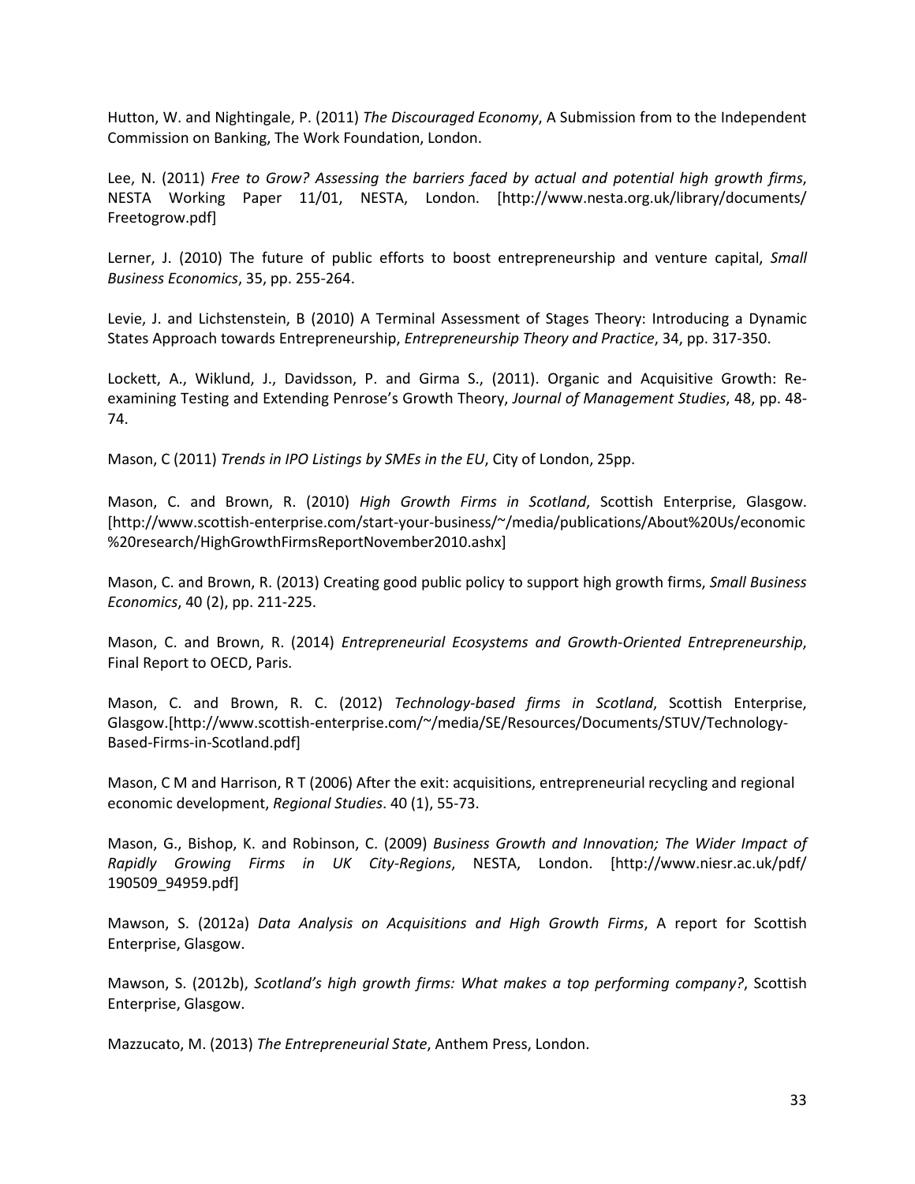Hutton, W. and Nightingale, P. (2011) *The Discouraged Economy*, A Submission from to the Independent Commission on Banking, The Work Foundation, London.

Lee, N. (2011) *Free to Grow? Assessing the barriers faced by actual and potential high growth firms*, NESTA Working Paper 11/01, NESTA, London. [http://www.nesta.org.uk/library/documents/Freetogrow.pdf]

Lerner, J. (2010) The future of public efforts to boost entrepreneurship and venture capital, *Small Business Economics*, 35, pp. 255-264.

Levie, J. and Lichstenstein, B (2010) A Terminal Assessment of Stages Theory: Introducing a Dynamic States Approach towards Entrepreneurship, *Entrepreneurship Theory and Practice*, 34, pp. 317-350.

Lockett, A., Wiklund, J., Davidsson, P. and Girma S., (2011). Organic and Acquisitive Growth: Re-examining Testing and Extending Penrose's Growth Theory, *Journal of Management Studies*, 48, pp. 48-74.

Mason, C (2011) *Trends in IPO Listings by SMEs in the EU*, City of London, 25pp.

Mason, C. and Brown, R. (2010) *High Growth Firms in Scotland*, Scottish Enterprise, Glasgow. [http://www.scottish-enterprise.com/start-your-business/~/media/publications/About%20Us/economic%20research/HighGrowthFirmsReportNovember2010.ashx]

Mason, C. and Brown, R. (2013) Creating good public policy to support high growth firms, *Small Business Economics*, 40 (2), pp. 211-225.

Mason, C. and Brown, R. (2014) *Entrepreneurial Ecosystems and Growth-Oriented Entrepreneurship*, Final Report to OECD, Paris.

Mason, C. and Brown, R. C. (2012) *Technology-based firms in Scotland*, Scottish Enterprise, Glasgow.[http://www.scottish-enterprise.com/~/media/SE/Resources/Documents/STUV/Technology-Based-Firms-in-Scotland.pdf]

Mason, C M and Harrison, R T (2006) After the exit: acquisitions, entrepreneurial recycling and regional economic development, *Regional Studies*. 40 (1), 55-73.

Mason, G., Bishop, K. and Robinson, C. (2009) *Business Growth and Innovation; The Wider Impact of Rapidly Growing Firms in UK City-Regions*, NESTA, London. [http://www.niesr.ac.uk/pdf/190509_94959.pdf]

Mawson, S. (2012a) *Data Analysis on Acquisitions and High Growth Firms*, A report for Scottish Enterprise, Glasgow.

Mawson, S. (2012b), *Scotland's high growth firms: What makes a top performing company?*, Scottish Enterprise, Glasgow.

Mazzucato, M. (2013) *The Entrepreneurial State*, Anthem Press, London.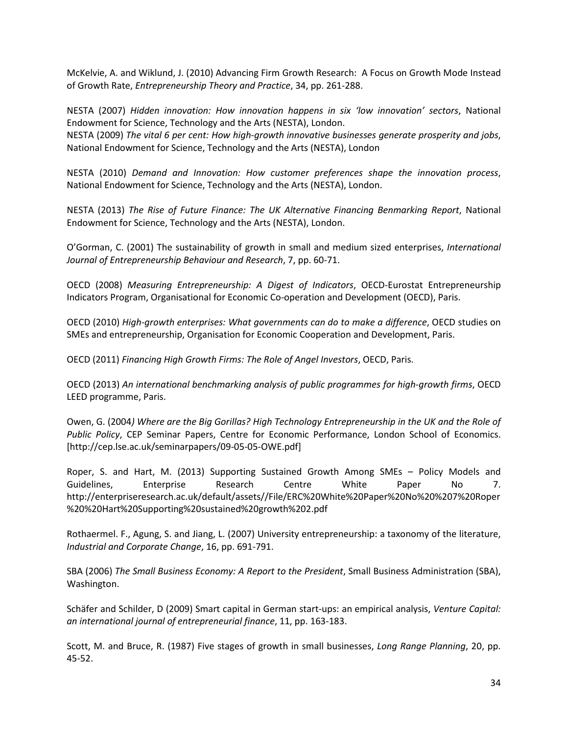McKelvie, A. and Wiklund, J. (2010) Advancing Firm Growth Research: A Focus on Growth Mode Instead of Growth Rate, *Entrepreneurship Theory and Practice*, 34, pp. 261-288.

NESTA (2007) *Hidden innovation: How innovation happens in six 'low innovation' sectors*, National Endowment for Science, Technology and the Arts (NESTA), London.

NESTA (2009) *The vital 6 per cent: How high-growth innovative businesses generate prosperity and jobs*, National Endowment for Science, Technology and the Arts (NESTA), London

NESTA (2010) *Demand and Innovation: How customer preferences shape the innovation process*, National Endowment for Science, Technology and the Arts (NESTA), London.

NESTA (2013) *The Rise of Future Finance: The UK Alternative Financing Benmarking Report*, National Endowment for Science, Technology and the Arts (NESTA), London.

O'Gorman, C. (2001) The sustainability of growth in small and medium sized enterprises, *International Journal of Entrepreneurship Behaviour and Research*, 7, pp. 60-71.

OECD (2008) *Measuring Entrepreneurship: A Digest of Indicators*, OECD-Eurostat Entrepreneurship Indicators Program, Organisational for Economic Co-operation and Development (OECD), Paris.

OECD (2010) *High-growth enterprises: What governments can do to make a difference*, OECD studies on SMEs and entrepreneurship, Organisation for Economic Cooperation and Development, Paris.

OECD (2011) *Financing High Growth Firms: The Role of Angel Investors*, OECD, Paris.

OECD (2013) *An international benchmarking analysis of public programmes for high-growth firms*, OECD LEED programme, Paris.

Owen, G. (2004*) Where are the Big Gorillas? High Technology Entrepreneurship in the UK and the Role of Public Policy*, CEP Seminar Papers, Centre for Economic Performance, London School of Economics. [http://cep.lse.ac.uk/seminarpapers/09-05-05-OWE.pdf]

Roper, S. and Hart, M. (2013) Supporting Sustained Growth Among SMEs – Policy Models and Guidelines, Enterprise Research Centre White Paper No 7. http://enterpriseresearch.ac.uk/default/assets//File/ERC%20White%20Paper%20No%20%207%20Roper%20%20Hart%20Supporting%20sustained%20growth%202.pdf

Rothaermel. F., Agung, S. and Jiang, L. (2007) University entrepreneurship: a taxonomy of the literature, *Industrial and Corporate Change*, 16, pp. 691-791.

SBA (2006) *The Small Business Economy: A Report to the President*, Small Business Administration (SBA), Washington.

Schäfer and Schilder, D (2009) Smart capital in German start-ups: an empirical analysis, *Venture Capital: an international journal of entrepreneurial finance*, 11, pp. 163-183.

Scott, M. and Bruce, R. (1987) Five stages of growth in small businesses, *Long Range Planning*, 20, pp. 45-52.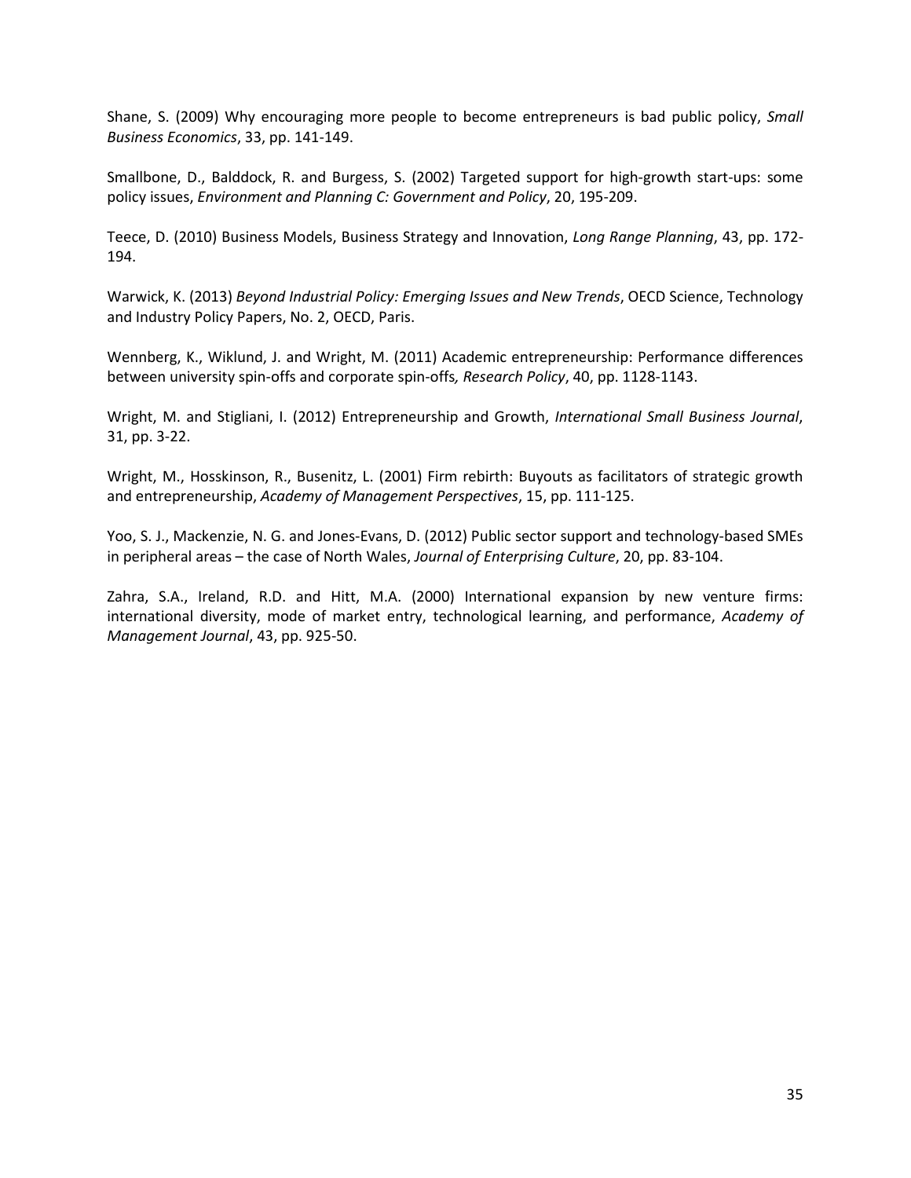Shane, S. (2009) Why encouraging more people to become entrepreneurs is bad public policy, *Small Business Economics*, 33, pp. 141-149.

Smallbone, D., Balddock, R. and Burgess, S. (2002) Targeted support for high-growth start-ups: some policy issues, *Environment and Planning C: Government and Policy*, 20, 195-209.

Teece, D. (2010) Business Models, Business Strategy and Innovation, *Long Range Planning*, 43, pp. 172-194.

Warwick, K. (2013) *Beyond Industrial Policy: Emerging Issues and New Trends*, OECD Science, Technology and Industry Policy Papers, No. 2, OECD, Paris.

Wennberg, K., Wiklund, J. and Wright, M. (2011) Academic entrepreneurship: Performance differences between university spin-offs and corporate spin-offs*, Research Policy*, 40, pp. 1128-1143.

Wright, M. and Stigliani, I. (2012) Entrepreneurship and Growth, *International Small Business Journal*, 31, pp. 3-22.

Wright, M., Hosskinson, R., Busenitz, L. (2001) Firm rebirth: Buyouts as facilitators of strategic growth and entrepreneurship, *Academy of Management Perspectives*, 15, pp. 111-125.

Yoo, S. J., Mackenzie, N. G. and Jones-Evans, D. (2012) Public sector support and technology-based SMEs in peripheral areas – the case of North Wales, *Journal of Enterprising Culture*, 20, pp. 83-104.

Zahra, S.A., Ireland, R.D. and Hitt, M.A. (2000) International expansion by new venture firms: international diversity, mode of market entry, technological learning, and performance, *Academy of Management Journal*, 43, pp. 925-50.